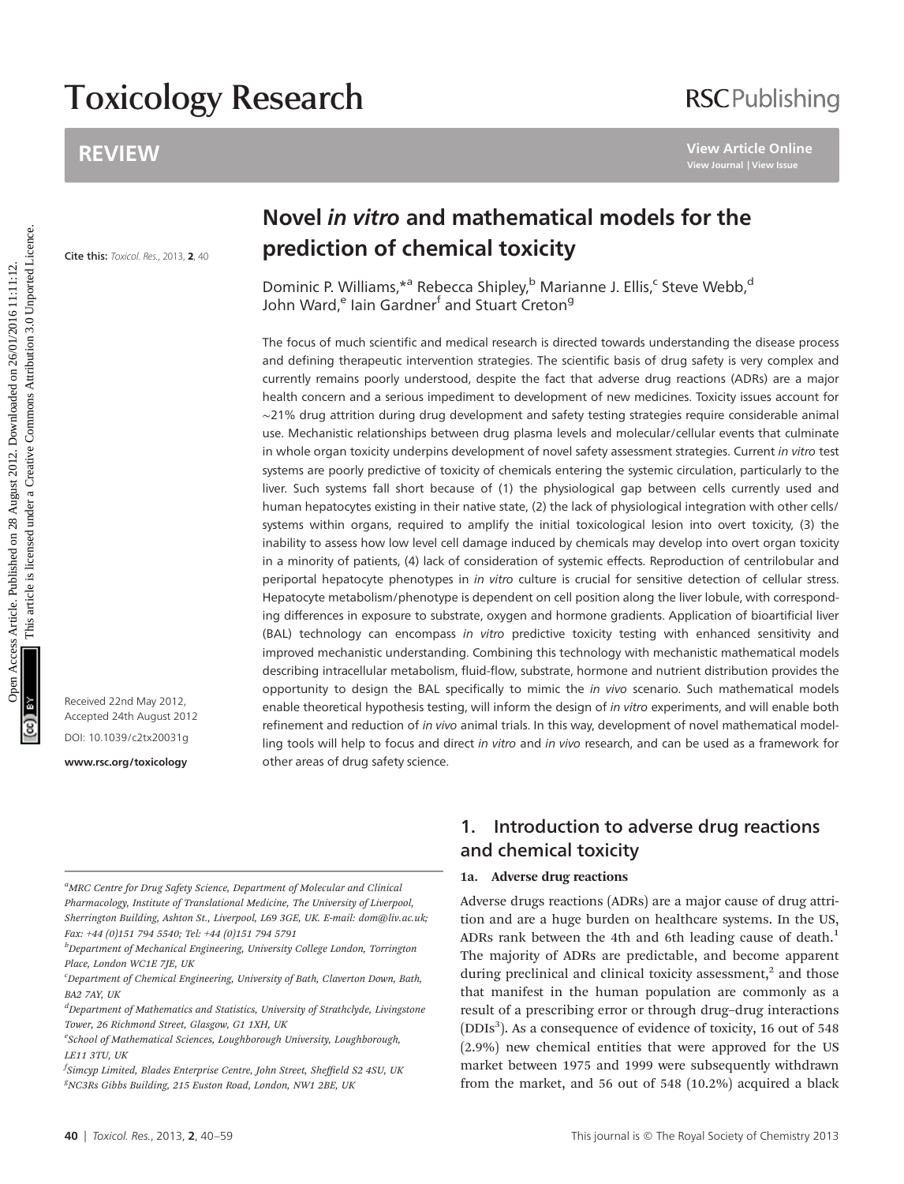# Novel *in vitro* and mathematical models for the prediction of chemical toxicity

Dominic P. Williams,*[a] Rebecca Shipley,[b] Marianne J. Ellis,[c] Steve Webb,[d] John Ward,[e] Iain Gardner[f] and Stuart Creton[g]

Cite this: *Toxicol. Res.*, 2013, **2**, 40

Received 22nd May 2012, Accepted 24th August 2012

DOI: 10.1039/c2tx20031g

www.rsc.org/toxicology

The focus of much scientific and medical research is directed towards understanding the disease process and defining therapeutic intervention strategies. The scientific basis of drug safety is very complex and currently remains poorly understood, despite the fact that adverse drug reactions (ADRs) are a major health concern and a serious impediment to development of new medicines. Toxicity issues account for ~21% drug attrition during drug development and safety testing strategies require considerable animal use. Mechanistic relationships between drug plasma levels and molecular/cellular events that culminate in whole organ toxicity underpins development of novel safety assessment strategies. Current *in vitro* test systems are poorly predictive of toxicity of chemicals entering the systemic circulation, particularly to the liver. Such systems fall short because of (1) the physiological gap between cells currently used and human hepatocytes existing in their native state, (2) the lack of physiological integration with other cells/systems within organs, required to amplify the initial toxicological lesion into overt toxicity, (3) the inability to assess how low level cell damage induced by chemicals may develop into overt organ toxicity in a minority of patients, (4) lack of consideration of systemic effects. Reproduction of centrilobular and periportal hepatocyte phenotypes in *in vitro* culture is crucial for sensitive detection of cellular stress. Hepatocyte metabolism/phenotype is dependent on cell position along the liver lobule, with corresponding differences in exposure to substrate, oxygen and hormone gradients. Application of bioartificial liver (BAL) technology can encompass *in vitro* predictive toxicity testing with enhanced sensitivity and improved mechanistic understanding. Combining this technology with mechanistic mathematical models describing intracellular metabolism, fluid-flow, substrate, hormone and nutrient distribution provides the opportunity to design the BAL specifically to mimic the *in vivo* scenario. Such mathematical models enable theoretical hypothesis testing, will inform the design of *in vitro* experiments, and will enable both refinement and reduction of *in vivo* animal trials. In this way, development of novel mathematical modelling tools will help to focus and direct *in vitro* and *in vivo* research, and can be used as a framework for other areas of drug safety science.

## 1. Introduction to adverse drug reactions and chemical toxicity

### 1a. Adverse drug reactions

Adverse drugs reactions (ADRs) are a major cause of drug attrition and are a huge burden on healthcare systems. In the US, ADRs rank between the 4th and 6th leading cause of death.[1] The majority of ADRs are predictable, and become apparent during preclinical and clinical toxicity assessment,[2] and those that manifest in the human population are commonly as a result of a prescribing error or through drug–drug interactions (DDIs[3]). As a consequence of evidence of toxicity, 16 out of 548 (2.9%) new chemical entities that were approved for the US market between 1975 and 1999 were subsequently withdrawn from the market, and 56 out of 548 (10.2%) acquired a black

[a] MRC Centre for Drug Safety Science, Department of Molecular and Clinical Pharmacology, Institute of Translational Medicine, The University of Liverpool, Sherrington Building, Ashton St., Liverpool, L69 3GE, UK. E-mail: dom@liv.ac.uk; Fax: +44 (0)151 794 5540; Tel: +44 (0)151 794 5791

[b] Department of Mechanical Engineering, University College London, Torrington Place, London WC1E 7JE, UK

[c] Department of Chemical Engineering, University of Bath, Claverton Down, Bath, BA2 7AY, UK

[d] Department of Mathematics and Statistics, University of Strathclyde, Livingstone Tower, 26 Richmond Street, Glasgow, G1 1XH, UK

[e] School of Mathematical Sciences, Loughborough University, Loughborough, LE11 3TU, UK

[f] Simcyp Limited, Blades Enterprise Centre, John Street, Sheffield S2 4SU, UK

[g] NC3Rs Gibbs Building, 215 Euston Road, London, NW1 2BE, UK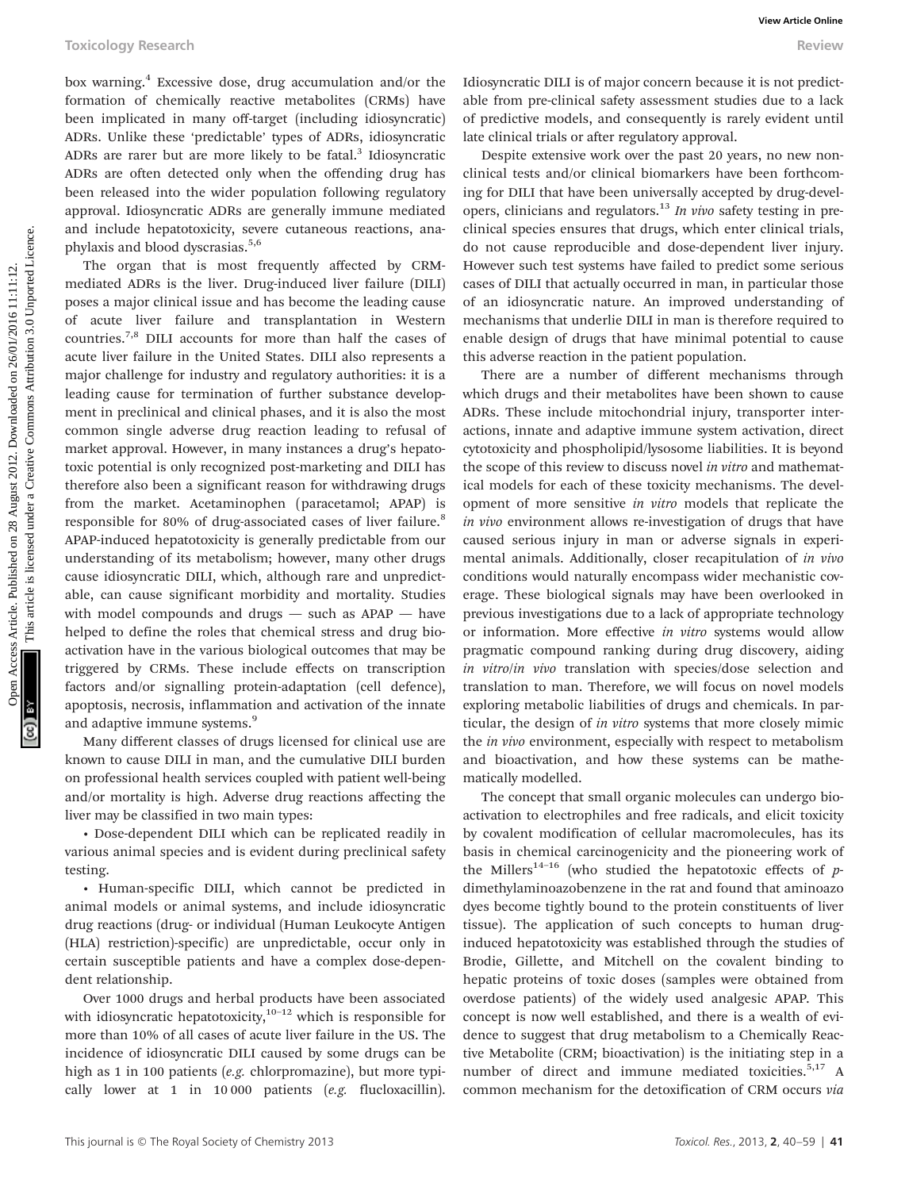box warning.[4] Excessive dose, drug accumulation and/or the formation of chemically reactive metabolites (CRMs) have been implicated in many off-target (including idiosyncratic) ADRs. Unlike these 'predictable' types of ADRs, idiosyncratic ADRs are rarer but are more likely to be fatal.[3] Idiosyncratic ADRs are often detected only when the offending drug has been released into the wider population following regulatory approval. Idiosyncratic ADRs are generally immune mediated and include hepatotoxicity, severe cutaneous reactions, anaphylaxis and blood dyscrasias.[5,6]

The organ that is most frequently affected by CRM-mediated ADRs is the liver. Drug-induced liver failure (DILI) poses a major clinical issue and has become the leading cause of acute liver failure and transplantation in Western countries.[7,8] DILI accounts for more than half the cases of acute liver failure in the United States. DILI also represents a major challenge for industry and regulatory authorities: it is a leading cause for termination of further substance development in preclinical and clinical phases, and it is also the most common single adverse drug reaction leading to refusal of market approval. However, in many instances a drug's hepatotoxic potential is only recognized post-marketing and DILI has therefore also been a significant reason for withdrawing drugs from the market. Acetaminophen (paracetamol; APAP) is responsible for 80% of drug-associated cases of liver failure.[8] APAP-induced hepatotoxicity is generally predictable from our understanding of its metabolism; however, many other drugs cause idiosyncratic DILI, which, although rare and unpredictable, can cause significant morbidity and mortality. Studies with model compounds and drugs — such as APAP — have helped to define the roles that chemical stress and drug bioactivation have in the various biological outcomes that may be triggered by CRMs. These include effects on transcription factors and/or signalling protein-adaptation (cell defence), apoptosis, necrosis, inflammation and activation of the innate and adaptive immune systems.[9]

Many different classes of drugs licensed for clinical use are known to cause DILI in man, and the cumulative DILI burden on professional health services coupled with patient well-being and/or mortality is high. Adverse drug reactions affecting the liver may be classified in two main types:

- Dose-dependent DILI which can be replicated readily in various animal species and is evident during preclinical safety testing.
- Human-specific DILI, which cannot be predicted in animal models or animal systems, and include idiosyncratic drug reactions (drug- or individual (Human Leukocyte Antigen (HLA) restriction)-specific) are unpredictable, occur only in certain susceptible patients and have a complex dose-dependent relationship.

Over 1000 drugs and herbal products have been associated with idiosyncratic hepatotoxicity,[10–12] which is responsible for more than 10% of all cases of acute liver failure in the US. The incidence of idiosyncratic DILI caused by some drugs can be high as 1 in 100 patients (*e.g.* chlorpromazine), but more typically lower at 1 in 10 000 patients (*e.g.* flucloxacillin). Idiosyncratic DILI is of major concern because it is not predictable from pre-clinical safety assessment studies due to a lack of predictive models, and consequently is rarely evident until late clinical trials or after regulatory approval.

Despite extensive work over the past 20 years, no new non-clinical tests and/or clinical biomarkers have been forthcoming for DILI that have been universally accepted by drug-developers, clinicians and regulators.[13] *In vivo* safety testing in preclinical species ensures that drugs, which enter clinical trials, do not cause reproducible and dose-dependent liver injury. However such test systems have failed to predict some serious cases of DILI that actually occurred in man, in particular those of an idiosyncratic nature. An improved understanding of mechanisms that underlie DILI in man is therefore required to enable design of drugs that have minimal potential to cause this adverse reaction in the patient population.

There are a number of different mechanisms through which drugs and their metabolites have been shown to cause ADRs. These include mitochondrial injury, transporter interactions, innate and adaptive immune system activation, direct cytotoxicity and phospholipid/lysosome liabilities. It is beyond the scope of this review to discuss novel *in vitro* and mathematical models for each of these toxicity mechanisms. The development of more sensitive *in vitro* models that replicate the *in vivo* environment allows re-investigation of drugs that have caused serious injury in man or adverse signals in experimental animals. Additionally, closer recapitulation of *in vivo* conditions would naturally encompass wider mechanistic coverage. These biological signals may have been overlooked in previous investigations due to a lack of appropriate technology or information. More effective *in vitro* systems would allow pragmatic compound ranking during drug discovery, aiding *in vitro*/*in vivo* translation with species/dose selection and translation to man. Therefore, we will focus on novel models exploring metabolic liabilities of drugs and chemicals. In particular, the design of *in vitro* systems that more closely mimic the *in vivo* environment, especially with respect to metabolism and bioactivation, and how these systems can be mathematically modelled.

The concept that small organic molecules can undergo bioactivation to electrophiles and free radicals, and elicit toxicity by covalent modification of cellular macromolecules, has its basis in chemical carcinogenicity and the pioneering work of the Millers[14–16] (who studied the hepatotoxic effects of *p*-dimethylaminoazobenzene in the rat and found that aminoazo dyes become tightly bound to the protein constituents of liver tissue). The application of such concepts to human drug-induced hepatotoxicity was established through the studies of Brodie, Gillette, and Mitchell on the covalent binding to hepatic proteins of toxic doses (samples were obtained from overdose patients) of the widely used analgesic APAP. This concept is now well established, and there is a wealth of evidence to suggest that drug metabolism to a Chemically Reactive Metabolite (CRM; bioactivation) is the initiating step in a number of direct and immune mediated toxicities.[5,17] A common mechanism for the detoxification of CRM occurs *via*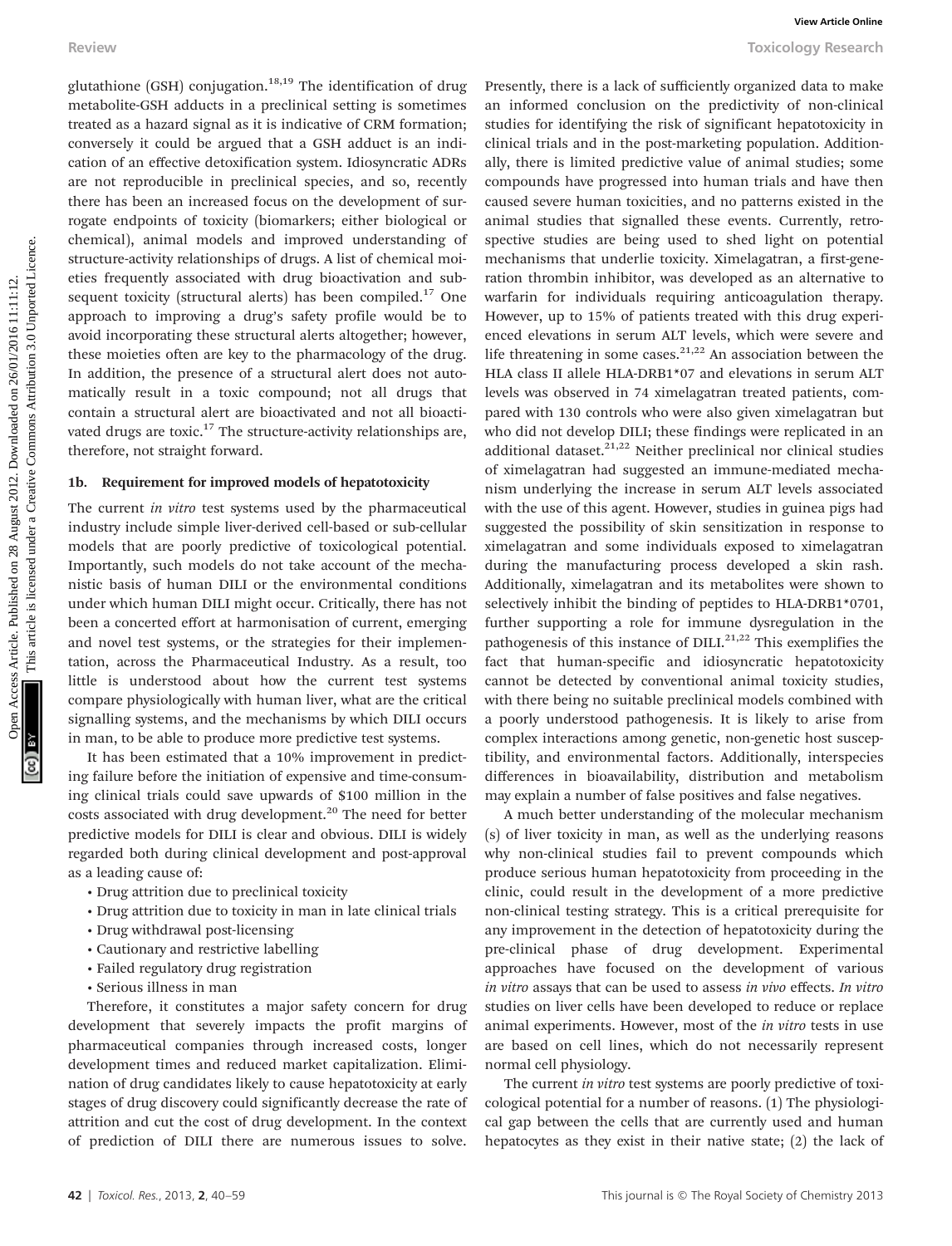glutathione (GSH) conjugation.[18,19] The identification of drug metabolite-GSH adducts in a preclinical setting is sometimes treated as a hazard signal as it is indicative of CRM formation; conversely it could be argued that a GSH adduct is an indication of an effective detoxification system. Idiosyncratic ADRs are not reproducible in preclinical species, and so, recently there has been an increased focus on the development of surrogate endpoints of toxicity (biomarkers; either biological or chemical), animal models and improved understanding of structure-activity relationships of drugs. A list of chemical moieties frequently associated with drug bioactivation and subsequent toxicity (structural alerts) has been compiled.[17] One approach to improving a drug's safety profile would be to avoid incorporating these structural alerts altogether; however, these moieties often are key to the pharmacology of the drug. In addition, the presence of a structural alert does not automatically result in a toxic compound; not all drugs that contain a structural alert are bioactivated and not all bioactivated drugs are toxic.[17] The structure-activity relationships are, therefore, not straight forward.

### 1b. Requirement for improved models of hepatotoxicity

The current *in vitro* test systems used by the pharmaceutical industry include simple liver-derived cell-based or sub-cellular models that are poorly predictive of toxicological potential. Importantly, such models do not take account of the mechanistic basis of human DILI or the environmental conditions under which human DILI might occur. Critically, there has not been a concerted effort at harmonisation of current, emerging and novel test systems, or the strategies for their implementation, across the Pharmaceutical Industry. As a result, too little is understood about how the current test systems compare physiologically with human liver, what are the critical signalling systems, and the mechanisms by which DILI occurs in man, to be able to produce more predictive test systems.

It has been estimated that a 10% improvement in predicting failure before the initiation of expensive and time-consuming clinical trials could save upwards of \$100 million in the costs associated with drug development.[20] The need for better predictive models for DILI is clear and obvious. DILI is widely regarded both during clinical development and post-approval as a leading cause of:

- Drug attrition due to preclinical toxicity
- Drug attrition due to toxicity in man in late clinical trials
- Drug withdrawal post-licensing
- Cautionary and restrictive labelling
- Failed regulatory drug registration
- Serious illness in man

Therefore, it constitutes a major safety concern for drug development that severely impacts the profit margins of pharmaceutical companies through increased costs, longer development times and reduced market capitalization. Elimination of drug candidates likely to cause hepatotoxicity at early stages of drug discovery could significantly decrease the rate of attrition and cut the cost of drug development. In the context of prediction of DILI there are numerous issues to solve. Presently, there is a lack of sufficiently organized data to make an informed conclusion on the predictivity of non-clinical studies for identifying the risk of significant hepatotoxicity in clinical trials and in the post-marketing population. Additionally, there is limited predictive value of animal studies; some compounds have progressed into human trials and have then caused severe human toxicities, and no patterns existed in the animal studies that signalled these events. Currently, retrospective studies are being used to shed light on potential mechanisms that underlie toxicity. Ximelagatran, a first-generation thrombin inhibitor, was developed as an alternative to warfarin for individuals requiring anticoagulation therapy. However, up to 15% of patients treated with this drug experienced elevations in serum ALT levels, which were severe and life threatening in some cases.[21,22] An association between the HLA class II allele HLA-DRB1*07 and elevations in serum ALT levels was observed in 74 ximelagatran treated patients, compared with 130 controls who were also given ximelagatran but who did not develop DILI; these findings were replicated in an additional dataset.[21,22] Neither preclinical nor clinical studies of ximelagatran had suggested an immune-mediated mechanism underlying the increase in serum ALT levels associated with the use of this agent. However, studies in guinea pigs had suggested the possibility of skin sensitization in response to ximelagatran and some individuals exposed to ximelagatran during the manufacturing process developed a skin rash. Additionally, ximelagatran and its metabolites were shown to selectively inhibit the binding of peptides to HLA-DRB1*0701, further supporting a role for immune dysregulation in the pathogenesis of this instance of DILI.[21,22] This exemplifies the fact that human-specific and idiosyncratic hepatotoxicity cannot be detected by conventional animal toxicity studies, with there being no suitable preclinical models combined with a poorly understood pathogenesis. It is likely to arise from complex interactions among genetic, non-genetic host susceptibility, and environmental factors. Additionally, interspecies differences in bioavailability, distribution and metabolism may explain a number of false positives and false negatives.

A much better understanding of the molecular mechanism(s) of liver toxicity in man, as well as the underlying reasons why non-clinical studies fail to prevent compounds which produce serious human hepatotoxicity from proceeding in the clinic, could result in the development of a more predictive non-clinical testing strategy. This is a critical prerequisite for any improvement in the detection of hepatotoxicity during the pre-clinical phase of drug development. Experimental approaches have focused on the development of various *in vitro* assays that can be used to assess *in vivo* effects. *In vitro* studies on liver cells have been developed to reduce or replace animal experiments. However, most of the *in vitro* tests in use are based on cell lines, which do not necessarily represent normal cell physiology.

The current *in vitro* test systems are poorly predictive of toxicological potential for a number of reasons. (1) The physiological gap between the cells that are currently used and human hepatocytes as they exist in their native state; (2) the lack of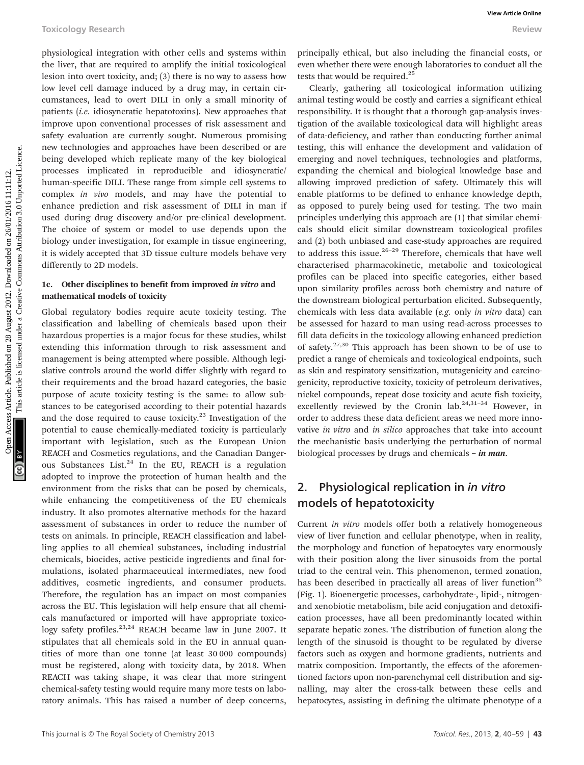physiological integration with other cells and systems within the liver, that are required to amplify the initial toxicological lesion into overt toxicity, and; (3) there is no way to assess how low level cell damage induced by a drug may, in certain circumstances, lead to overt DILI in only a small minority of patients (*i.e.* idiosyncratic hepatotoxins). New approaches that improve upon conventional processes of risk assessment and safety evaluation are currently sought. Numerous promising new technologies and approaches have been described or are being developed which replicate many of the key biological processes implicated in reproducible and idiosyncratic/human-specific DILI. These range from simple cell systems to complex *in vivo* models, and may have the potential to enhance prediction and risk assessment of DILI in man if used during drug discovery and/or pre-clinical development. The choice of system or model to use depends upon the biology under investigation, for example in tissue engineering, it is widely accepted that 3D tissue culture models behave very differently to 2D models.

### 1c. Other disciplines to benefit from improved *in vitro* and mathematical models of toxicity

Global regulatory bodies require acute toxicity testing. The classification and labelling of chemicals based upon their hazardous properties is a major focus for these studies, whilst extending this information through to risk assessment and management is being attempted where possible. Although legislative controls around the world differ slightly with regard to their requirements and the broad hazard categories, the basic purpose of acute toxicity testing is the same: to allow substances to be categorised according to their potential hazards and the dose required to cause toxicity.[23] Investigation of the potential to cause chemically-mediated toxicity is particularly important with legislation, such as the European Union REACH and Cosmetics regulations, and the Canadian Dangerous Substances List.[24] In the EU, REACH is a regulation adopted to improve the protection of human health and the environment from the risks that can be posed by chemicals, while enhancing the competitiveness of the EU chemicals industry. It also promotes alternative methods for the hazard assessment of substances in order to reduce the number of tests on animals. In principle, REACH classification and labelling applies to all chemical substances, including industrial chemicals, biocides, active pesticide ingredients and final formulations, isolated pharmaceutical intermediates, new food additives, cosmetic ingredients, and consumer products. Therefore, the regulation has an impact on most companies across the EU. This legislation will help ensure that all chemicals manufactured or imported will have appropriate toxicology safety profiles.[23,24] REACH became law in June 2007. It stipulates that all chemicals sold in the EU in annual quantities of more than one tonne (at least 30 000 compounds) must be registered, along with toxicity data, by 2018. When REACH was taking shape, it was clear that more stringent chemical-safety testing would require many more tests on laboratory animals. This has raised a number of deep concerns, principally ethical, but also including the financial costs, or even whether there were enough laboratories to conduct all the tests that would be required.[25]

Clearly, gathering all toxicological information utilizing animal testing would be costly and carries a significant ethical responsibility. It is thought that a thorough gap-analysis investigation of the available toxicological data will highlight areas of data-deficiency, and rather than conducting further animal testing, this will enhance the development and validation of emerging and novel techniques, technologies and platforms, expanding the chemical and biological knowledge base and allowing improved prediction of safety. Ultimately this will enable platforms to be defined to enhance knowledge depth, as opposed to purely being used for testing. The two main principles underlying this approach are (1) that similar chemicals should elicit similar downstream toxicological profiles and (2) both unbiased and case-study approaches are required to address this issue.[26–29] Therefore, chemicals that have well characterised pharmacokinetic, metabolic and toxicological profiles can be placed into specific categories, either based upon similarity profiles across both chemistry and nature of the downstream biological perturbation elicited. Subsequently, chemicals with less data available (*e.g.* only *in vitro* data) can be assessed for hazard to man using read-across processes to fill data deficits in the toxicology allowing enhanced prediction of safety.[27,30] This approach has been shown to be of use to predict a range of chemicals and toxicological endpoints, such as skin and respiratory sensitization, mutagenicity and carcinogenicity, reproductive toxicity, toxicity of petroleum derivatives, nickel compounds, repeat dose toxicity and acute fish toxicity, excellently reviewed by the Cronin lab.[24,31–34] However, in order to address these data deficient areas we need more innovative *in vitro* and *in silico* approaches that take into account the mechanistic basis underlying the perturbation of normal biological processes by drugs and chemicals – ***in man***.

## 2. Physiological replication in *in vitro* models of hepatotoxicity

Current *in vitro* models offer both a relatively homogeneous view of liver function and cellular phenotype, when in reality, the morphology and function of hepatocytes vary enormously with their position along the liver sinusoids from the portal triad to the central vein. This phenomenon, termed zonation, has been described in practically all areas of liver function[35] (Fig. 1). Bioenergetic processes, carbohydrate-, lipid-, nitrogen- and xenobiotic metabolism, bile acid conjugation and detoxification processes, have all been predominantly located within separate hepatic zones. The distribution of function along the length of the sinusoid is thought to be regulated by diverse factors such as oxygen and hormone gradients, nutrients and matrix composition. Importantly, the effects of the aforementioned factors upon non-parenchymal cell distribution and signalling, may alter the cross-talk between these cells and hepatocytes, assisting in defining the ultimate phenotype of a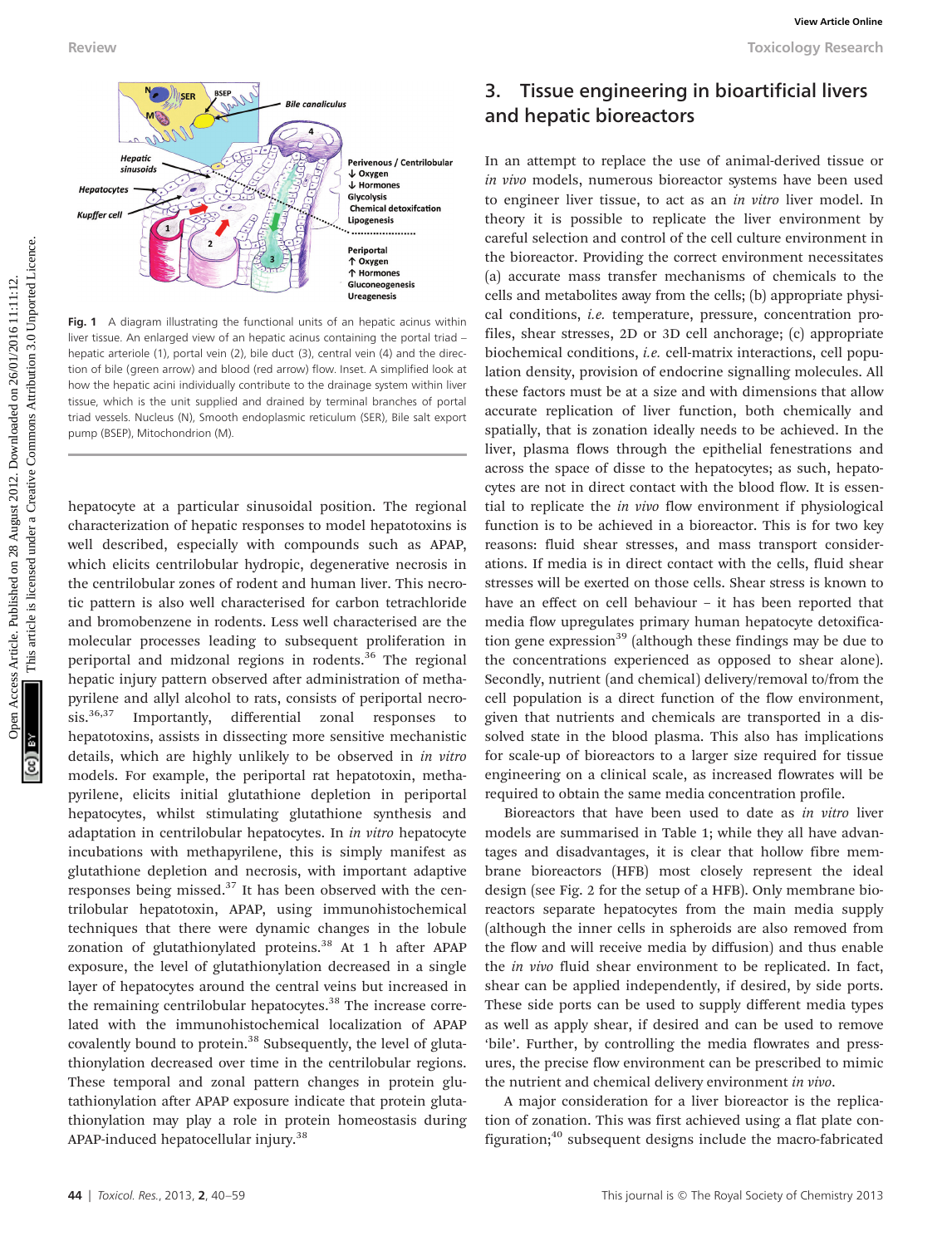Fig. 1 A diagram illustrating the functional units of an hepatic acinus within liver tissue. An enlarged view of an hepatic acinus containing the portal triad – hepatic arteriole (1), portal vein (2), bile duct (3), central vein (4) and the direction of bile (green arrow) and blood (red arrow) flow. Inset. A simplified look at how the hepatic acini individually contribute to the drainage system within liver tissue, which is the unit supplied and drained by terminal branches of portal triad vessels. Nucleus (N), Smooth endoplasmic reticulum (SER), Bile salt export pump (BSEP), Mitochondrion (M).

hepatocyte at a particular sinusoidal position. The regional characterization of hepatic responses to model hepatotoxins is well described, especially with compounds such as APAP, which elicits centrilobular hydropic, degenerative necrosis in the centrilobular zones of rodent and human liver. This necrotic pattern is also well characterised for carbon tetrachloride and bromobenzene in rodents. Less well characterised are the molecular processes leading to subsequent proliferation in periportal and midzonal regions in rodents.[36] The regional hepatic injury pattern observed after administration of methapyrilene and allyl alcohol to rats, consists of periportal necrosis.[36,37] Importantly, differential zonal responses to hepatotoxins, assists in dissecting more sensitive mechanistic details, which are highly unlikely to be observed in *in vitro* models. For example, the periportal rat hepatotoxin, methapyrilene, elicits initial glutathione depletion in periportal hepatocytes, whilst stimulating glutathione synthesis and adaptation in centrilobular hepatocytes. In *in vitro* hepatocyte incubations with methapyrilene, this is simply manifest as glutathione depletion and necrosis, with important adaptive responses being missed.[37] It has been observed with the centrilobular hepatotoxin, APAP, using immunohistochemical techniques that there were dynamic changes in the lobule zonation of glutathionylated proteins.[38] At 1 h after APAP exposure, the level of glutathionylation decreased in a single layer of hepatocytes around the central veins but increased in the remaining centrilobular hepatocytes.[38] The increase correlated with the immunohistochemical localization of APAP covalently bound to protein.[38] Subsequently, the level of glutathionylation decreased over time in the centrilobular regions. These temporal and zonal pattern changes in protein glutathionylation after APAP exposure indicate that protein glutathionylation may play a role in protein homeostasis during APAP-induced hepatocellular injury.[38]

## 3. Tissue engineering in bioartificial livers and hepatic bioreactors

In an attempt to replace the use of animal-derived tissue or *in vivo* models, numerous bioreactor systems have been used to engineer liver tissue, to act as an *in vitro* liver model. In theory it is possible to replicate the liver environment by careful selection and control of the cell culture environment in the bioreactor. Providing the correct environment necessitates (a) accurate mass transfer mechanisms of chemicals to the cells and metabolites away from the cells; (b) appropriate physical conditions, *i.e.* temperature, pressure, concentration profiles, shear stresses, 2D or 3D cell anchorage; (c) appropriate biochemical conditions, *i.e.* cell-matrix interactions, cell population density, provision of endocrine signalling molecules. All these factors must be at a size and with dimensions that allow accurate replication of liver function, both chemically and spatially, that is zonation ideally needs to be achieved. In the liver, plasma flows through the epithelial fenestrations and across the space of disse to the hepatocytes; as such, hepatocytes are not in direct contact with the blood flow. It is essential to replicate the *in vivo* flow environment if physiological function is to be achieved in a bioreactor. This is for two key reasons: fluid shear stresses, and mass transport considerations. If media is in direct contact with the cells, fluid shear stresses will be exerted on those cells. Shear stress is known to have an effect on cell behaviour – it has been reported that media flow upregulates primary human hepatocyte detoxification gene expression[39] (although these findings may be due to the concentrations experienced as opposed to shear alone). Secondly, nutrient (and chemical) delivery/removal to/from the cell population is a direct function of the flow environment, given that nutrients and chemicals are transported in a dissolved state in the blood plasma. This also has implications for scale-up of bioreactors to a larger size required for tissue engineering on a clinical scale, as increased flowrates will be required to obtain the same media concentration profile.

Bioreactors that have been used to date as *in vitro* liver models are summarised in Table 1; while they all have advantages and disadvantages, it is clear that hollow fibre membrane bioreactors (HFB) most closely represent the ideal design (see Fig. 2 for the setup of a HFB). Only membrane bioreactors separate hepatocytes from the main media supply (although the inner cells in spheroids are also removed from the flow and will receive media by diffusion) and thus enable the *in vivo* fluid shear environment to be replicated. In fact, shear can be applied independently, if desired, by side ports. These side ports can be used to supply different media types as well as apply shear, if desired and can be used to remove 'bile'. Further, by controlling the media flowrates and pressures, the precise flow environment can be prescribed to mimic the nutrient and chemical delivery environment *in vivo*.

A major consideration for a liver bioreactor is the replication of zonation. This was first achieved using a flat plate configuration;[40] subsequent designs include the macro-fabricated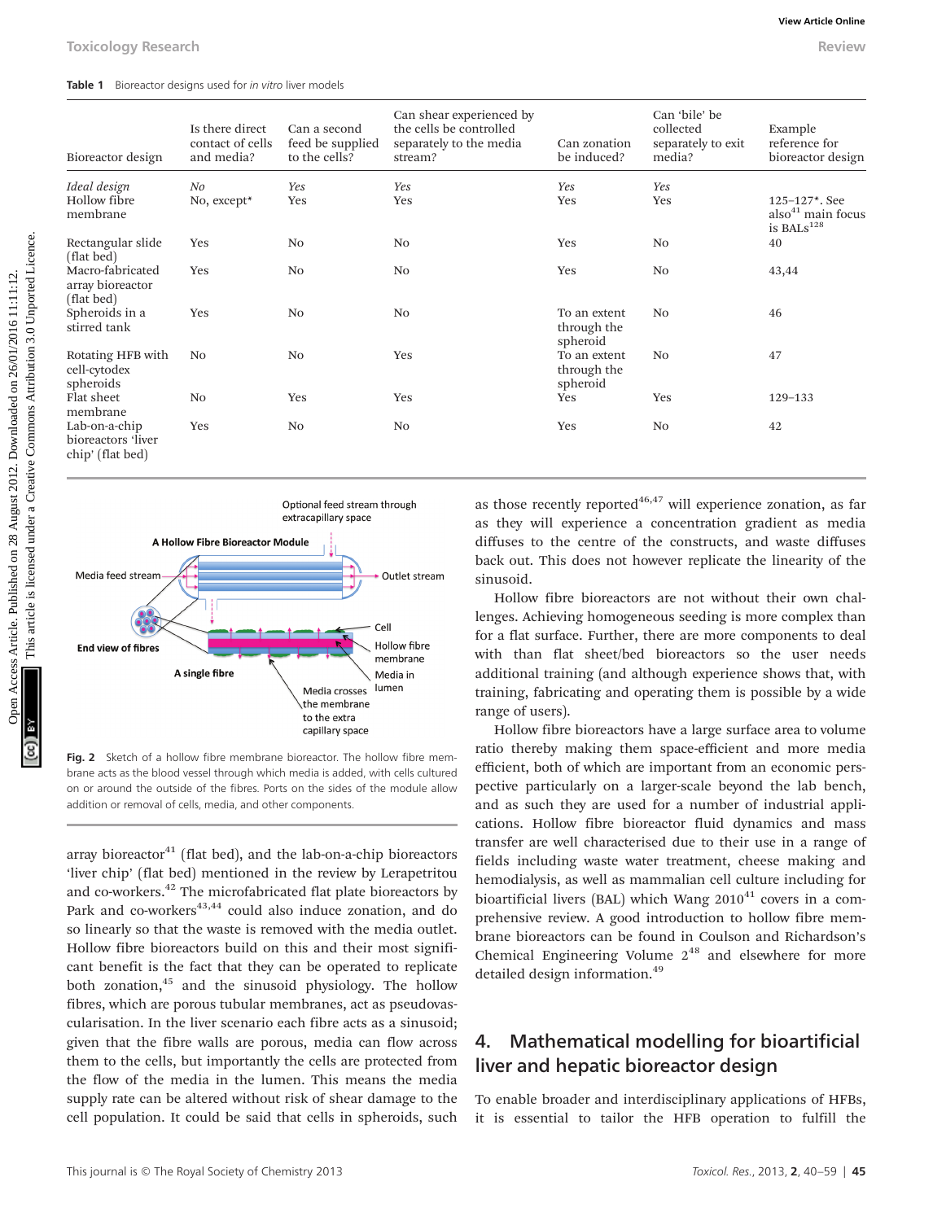**Table 1** Bioreactor designs used for *in vitro* liver models

| Bioreactor design | Is there direct contact of cells and media? | Can a second feed be supplied to the cells? | Can shear experienced by the cells be controlled separately to the media stream? | Can zonation be induced? | Can 'bile' be collected separately to exit media? | Example reference for bioreactor design |
|---|---|---|---|---|---|---|
| *Ideal design* | *No* | *Yes* | *Yes* | *Yes* | *Yes* | |
| Hollow fibre membrane | No, except* | Yes | Yes | Yes | Yes | 125–127*. See also[41] main focus is BALs[128] |
| Rectangular slide (flat bed) | Yes | No | No | Yes | No | 40 |
| Macro-fabricated array bioreactor (flat bed) | Yes | No | No | Yes | No | 43,44 |
| Spheroids in a stirred tank | Yes | No | No | To an extent through the spheroid | No | 46 |
| Rotating HFB with cell-cytodex spheroids | No | No | Yes | To an extent through the spheroid | No | 47 |
| Flat sheet membrane | No | Yes | Yes | Yes | Yes | 129–133 |
| Lab-on-a-chip bioreactors 'liver chip' (flat bed) | Yes | No | No | Yes | No | 42 |

**Fig. 2** Sketch of a hollow fibre membrane bioreactor. The hollow fibre membrane acts as the blood vessel through which media is added, with cells cultured on or around the outside of the fibres. Ports on the sides of the module allow addition or removal of cells, media, and other components.

array bioreactor[41] (flat bed), and the lab-on-a-chip bioreactors 'liver chip' (flat bed) mentioned in the review by Lerapetritou and co-workers.[42] The microfabricated flat plate bioreactors by Park and co-workers[43,44] could also induce zonation, and do so linearly so that the waste is removed with the media outlet. Hollow fibre bioreactors build on this and their most significant benefit is the fact that they can be operated to replicate both zonation,[45] and the sinusoid physiology. The hollow fibres, which are porous tubular membranes, act as pseudovascularisation. In the liver scenario each fibre acts as a sinusoid; given that the fibre walls are porous, media can flow across them to the cells, but importantly the cells are protected from the flow of the media in the lumen. This means the media supply rate can be altered without risk of shear damage to the cell population. It could be said that cells in spheroids, such as those recently reported[46,47] will experience zonation, as far as they will experience a concentration gradient as media diffuses to the centre of the constructs, and waste diffuses back out. This does not however replicate the linearity of the sinusoid.

Hollow fibre bioreactors are not without their own challenges. Achieving homogeneous seeding is more complex than for a flat surface. Further, there are more components to deal with than flat sheet/bed bioreactors so the user needs additional training (and although experience shows that, with training, fabricating and operating them is possible by a wide range of users).

Hollow fibre bioreactors have a large surface area to volume ratio thereby making them space-efficient and more media efficient, both of which are important from an economic perspective particularly on a larger-scale beyond the lab bench, and as such they are used for a number of industrial applications. Hollow fibre bioreactor fluid dynamics and mass transfer are well characterised due to their use in a range of fields including waste water treatment, cheese making and hemodialysis, as well as mammalian cell culture including for bioartificial livers (BAL) which Wang 2010[41] covers in a comprehensive review. A good introduction to hollow fibre membrane bioreactors can be found in Coulson and Richardson's Chemical Engineering Volume 2[48] and elsewhere for more detailed design information.[49]

## 4. Mathematical modelling for bioartificial liver and hepatic bioreactor design

To enable broader and interdisciplinary applications of HFBs, it is essential to tailor the HFB operation to fulfill the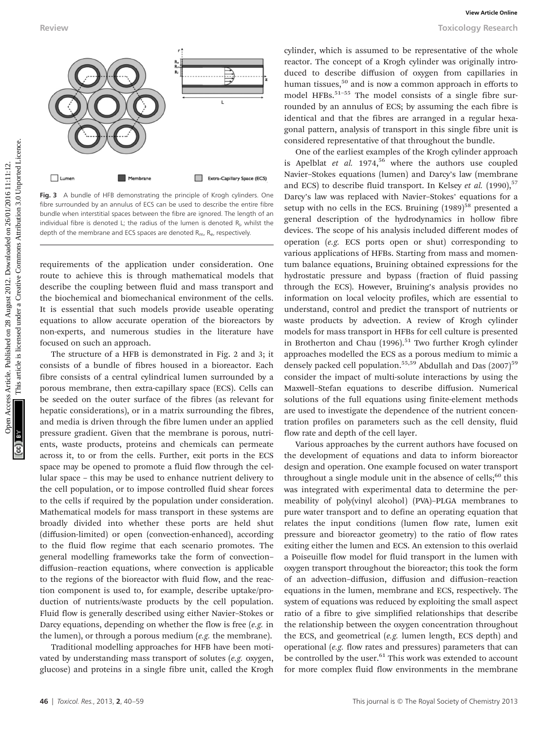Fig. 3 A bundle of HFB demonstrating the principle of Krogh cylinders. One fibre surrounded by an annulus of ECS can be used to describe the entire fibre bundle when interstitial spaces between the fibre are ignored. The length of an individual fibre is denoted L; the radius of the lumen is denoted $R_l$, whilst the depth of the membrane and ECS spaces are denoted $R_m$, $R_e$, respectively.

requirements of the application under consideration. One route to achieve this is through mathematical models that describe the coupling between fluid and mass transport and the biochemical and biomechanical environment of the cells. It is essential that such models provide useable operating equations to allow accurate operation of the bioreactors by non-experts, and numerous studies in the literature have focused on such an approach.

The structure of a HFB is demonstrated in Fig. 2 and 3; it consists of a bundle of fibres housed in a bioreactor. Each fibre consists of a central cylindrical lumen surrounded by a porous membrane, then extra-capillary space (ECS). Cells can be seeded on the outer surface of the fibres (as relevant for hepatic considerations), or in a matrix surrounding the fibres, and media is driven through the fibre lumen under an applied pressure gradient. Given that the membrane is porous, nutrients, waste products, proteins and chemicals can permeate across it, to or from the cells. Further, exit ports in the ECS space may be opened to promote a fluid flow through the cellular space – this may be used to enhance nutrient delivery to the cell population, or to impose controlled fluid shear forces to the cells if required by the population under consideration. Mathematical models for mass transport in these systems are broadly divided into whether these ports are held shut (diffusion-limited) or open (convection-enhanced), according to the fluid flow regime that each scenario promotes. The general modelling frameworks take the form of convection–diffusion–reaction equations, where convection is applicable to the regions of the bioreactor with fluid flow, and the reaction component is used to, for example, describe uptake/production of nutrients/waste products by the cell population. Fluid flow is generally described using either Navier–Stokes or Darcy equations, depending on whether the flow is free (*e.g.* in the lumen), or through a porous medium (*e.g.* the membrane).

Traditional modelling approaches for HFB have been motivated by understanding mass transport of solutes (*e.g.* oxygen, glucose) and proteins in a single fibre unit, called the Krogh cylinder, which is assumed to be representative of the whole reactor. The concept of a Krogh cylinder was originally introduced to describe diffusion of oxygen from capillaries in human tissues,[50] and is now a common approach in efforts to model HFBs.[51–55] The model consists of a single fibre surrounded by an annulus of ECS; by assuming the each fibre is identical and that the fibres are arranged in a regular hexagonal pattern, analysis of transport in this single fibre unit is considered representative of that throughout the bundle.

One of the earliest examples of the Krogh cylinder approach is Apelblat *et al.* 1974,[56] where the authors use coupled Navier–Stokes equations (lumen) and Darcy's law (membrane and ECS) to describe fluid transport. In Kelsey *et al.* (1990),[57] Darcy's law was replaced with Navier–Stokes' equations for a setup with no cells in the ECS. Bruining (1989)[58] presented a general description of the hydrodynamics in hollow fibre devices. The scope of his analysis included different modes of operation (*e.g.* ECS ports open or shut) corresponding to various applications of HFBs. Starting from mass and momentum balance equations, Bruining obtained expressions for the hydrostatic pressure and bypass (fraction of fluid passing through the ECS). However, Bruining's analysis provides no information on local velocity profiles, which are essential to understand, control and predict the transport of nutrients or waste products by advection. A review of Krogh cylinder models for mass transport in HFBs for cell culture is presented in Brotherton and Chau (1996).[51] Two further Krogh cylinder approaches modelled the ECS as a porous medium to mimic a densely packed cell population.[55,59] Abdullah and Das (2007)[59] consider the impact of multi-solute interactions by using the Maxwell–Stefan equations to describe diffusion. Numerical solutions of the full equations using finite-element methods are used to investigate the dependence of the nutrient concentration profiles on parameters such as the cell density, fluid flow rate and depth of the cell layer.

Various approaches by the current authors have focused on the development of equations and data to inform bioreactor design and operation. One example focused on water transport throughout a single module unit in the absence of cells;[60] this was integrated with experimental data to determine the permeability of poly(vinyl alcohol) (PVA)–PLGA membranes to pure water transport and to define an operating equation that relates the input conditions (lumen flow rate, lumen exit pressure and bioreactor geometry) to the ratio of flow rates exiting either the lumen and ECS. An extension to this overlaid a Poiseuille flow model for fluid transport in the lumen with oxygen transport throughout the bioreactor; this took the form of an advection–diffusion, diffusion and diffusion–reaction equations in the lumen, membrane and ECS, respectively. The system of equations was reduced by exploiting the small aspect ratio of a fibre to give simplified relationships that describe the relationship between the oxygen concentration throughout the ECS, and geometrical (*e.g.* lumen length, ECS depth) and operational (*e.g.* flow rates and pressures) parameters that can be controlled by the user.[61] This work was extended to account for more complex fluid flow environments in the membrane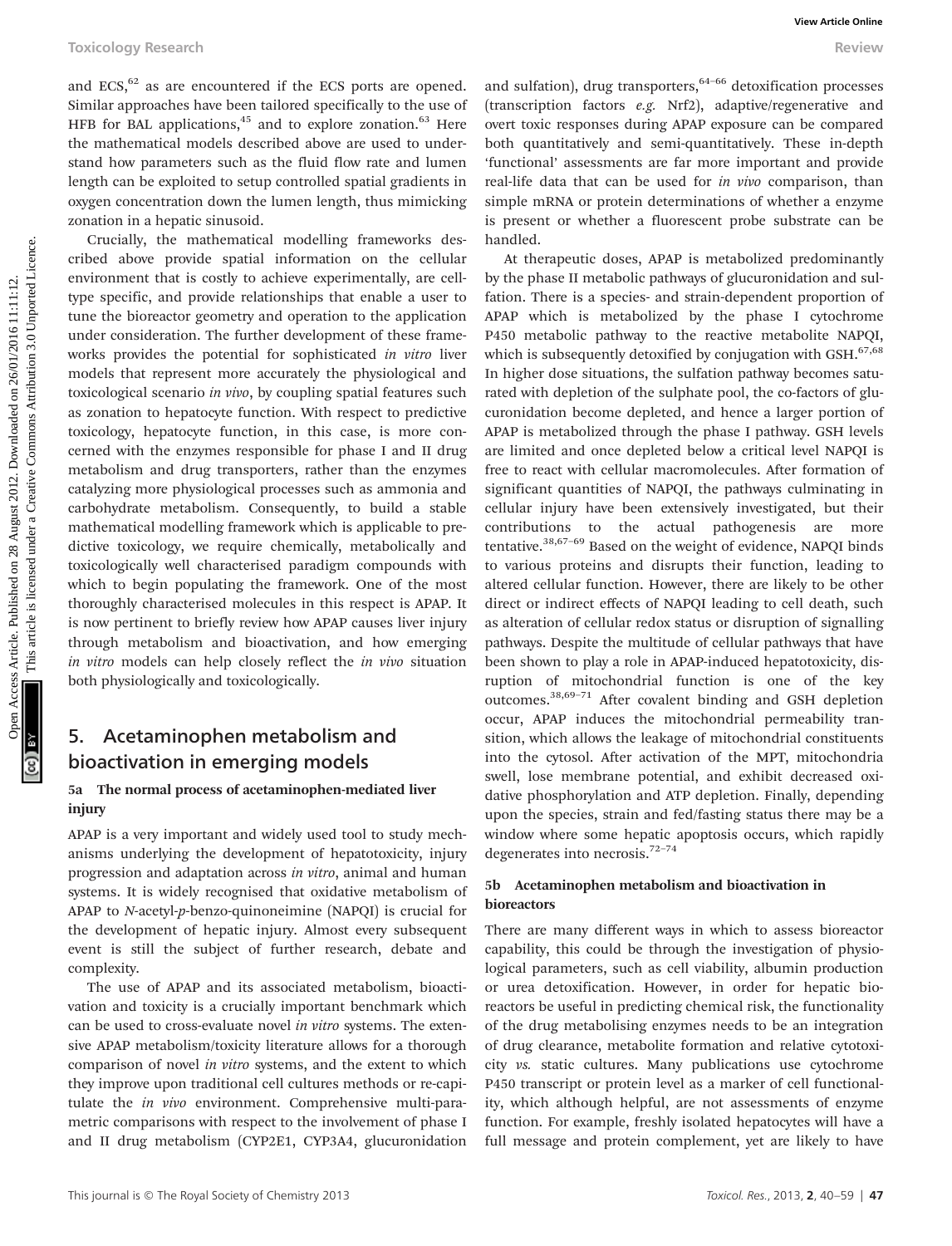and ECS,[62] as are encountered if the ECS ports are opened. Similar approaches have been tailored specifically to the use of HFB for BAL applications,[45] and to explore zonation.[63] Here the mathematical models described above are used to understand how parameters such as the fluid flow rate and lumen length can be exploited to setup controlled spatial gradients in oxygen concentration down the lumen length, thus mimicking zonation in a hepatic sinusoid.

Crucially, the mathematical modelling frameworks described above provide spatial information on the cellular environment that is costly to achieve experimentally, are cell-type specific, and provide relationships that enable a user to tune the bioreactor geometry and operation to the application under consideration. The further development of these frameworks provides the potential for sophisticated *in vitro* liver models that represent more accurately the physiological and toxicological scenario *in vivo*, by coupling spatial features such as zonation to hepatocyte function. With respect to predictive toxicology, hepatocyte function, in this case, is more concerned with the enzymes responsible for phase I and II drug metabolism and drug transporters, rather than the enzymes catalyzing more physiological processes such as ammonia and carbohydrate metabolism. Consequently, to build a stable mathematical modelling framework which is applicable to predictive toxicology, we require chemically, metabolically and toxicologically well characterised paradigm compounds with which to begin populating the framework. One of the most thoroughly characterised molecules in this respect is APAP. It is now pertinent to briefly review how APAP causes liver injury through metabolism and bioactivation, and how emerging *in vitro* models can help closely reflect the *in vivo* situation both physiologically and toxicologically.

## 5. Acetaminophen metabolism and bioactivation in emerging models

### 5a The normal process of acetaminophen-mediated liver injury

APAP is a very important and widely used tool to study mechanisms underlying the development of hepatotoxicity, injury progression and adaptation across *in vitro*, animal and human systems. It is widely recognised that oxidative metabolism of APAP to *N*-acetyl-*p*-benzo-quinoneimine (NAPQI) is crucial for the development of hepatic injury. Almost every subsequent event is still the subject of further research, debate and complexity.

The use of APAP and its associated metabolism, bioactivation and toxicity is a crucially important benchmark which can be used to cross-evaluate novel *in vitro* systems. The extensive APAP metabolism/toxicity literature allows for a thorough comparison of novel *in vitro* systems, and the extent to which they improve upon traditional cell cultures methods or re-capitulate the *in vivo* environment. Comprehensive multi-parametric comparisons with respect to the involvement of phase I and II drug metabolism (CYP2E1, CYP3A4, glucuronidation and sulfation), drug transporters,[64–66] detoxification processes (transcription factors *e.g.* Nrf2), adaptive/regenerative and overt toxic responses during APAP exposure can be compared both quantitatively and semi-quantitatively. These in-depth 'functional' assessments are far more important and provide real-life data that can be used for *in vivo* comparison, than simple mRNA or protein determinations of whether a enzyme is present or whether a fluorescent probe substrate can be handled.

At therapeutic doses, APAP is metabolized predominantly by the phase II metabolic pathways of glucuronidation and sulfation. There is a species- and strain-dependent proportion of APAP which is metabolized by the phase I cytochrome P450 metabolic pathway to the reactive metabolite NAPQI, which is subsequently detoxified by conjugation with GSH.[67,68] In higher dose situations, the sulfation pathway becomes saturated with depletion of the sulphate pool, the co-factors of glucuronidation become depleted, and hence a larger portion of APAP is metabolized through the phase I pathway. GSH levels are limited and once depleted below a critical level NAPQI is free to react with cellular macromolecules. After formation of significant quantities of NAPQI, the pathways culminating in cellular injury have been extensively investigated, but their contributions to the actual pathogenesis are more tentative.[38,67–69] Based on the weight of evidence, NAPQI binds to various proteins and disrupts their function, leading to altered cellular function. However, there are likely to be other direct or indirect effects of NAPQI leading to cell death, such as alteration of cellular redox status or disruption of signalling pathways. Despite the multitude of cellular pathways that have been shown to play a role in APAP-induced hepatotoxicity, disruption of mitochondrial function is one of the key outcomes.[38,69–71] After covalent binding and GSH depletion occur, APAP induces the mitochondrial permeability transition, which allows the leakage of mitochondrial constituents into the cytosol. After activation of the MPT, mitochondria swell, lose membrane potential, and exhibit decreased oxidative phosphorylation and ATP depletion. Finally, depending upon the species, strain and fed/fasting status there may be a window where some hepatic apoptosis occurs, which rapidly degenerates into necrosis.[72–74]

### 5b Acetaminophen metabolism and bioactivation in bioreactors

There are many different ways in which to assess bioreactor capability, this could be through the investigation of physiological parameters, such as cell viability, albumin production or urea detoxification. However, in order for hepatic bioreactors to be useful in predicting chemical risk, the functionality of the drug metabolising enzymes needs to be an integration of drug clearance, metabolite formation and relative cytotoxicity *vs.* static cultures. Many publications use cytochrome P450 transcript or protein level as a marker of cell functionality, which although helpful, are not assessments of enzyme function. For example, freshly isolated hepatocytes will have a full message and protein complement, yet are likely to have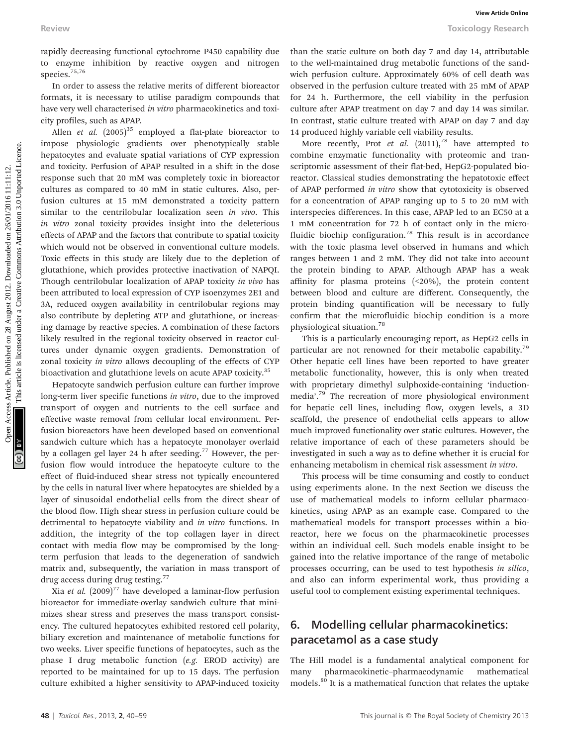rapidly decreasing functional cytochrome P450 capability due to enzyme inhibition by reactive oxygen and nitrogen species.[75,76]

In order to assess the relative merits of different bioreactor formats, it is necessary to utilise paradigm compounds that have very well characterised *in vitro* pharmacokinetics and toxicity profiles, such as APAP.

Allen *et al.* (2005)[35] employed a flat-plate bioreactor to impose physiologic gradients over phenotypically stable hepatocytes and evaluate spatial variations of CYP expression and toxicity. Perfusion of APAP resulted in a shift in the dose response such that 20 mM was completely toxic in bioreactor cultures as compared to 40 mM in static cultures. Also, perfusion cultures at 15 mM demonstrated a toxicity pattern similar to the centrilobular localization seen *in vivo*. This *in vitro* zonal toxicity provides insight into the deleterious effects of APAP and the factors that contribute to spatial toxicity which would not be observed in conventional culture models. Toxic effects in this study are likely due to the depletion of glutathione, which provides protective inactivation of NAPQI. Though centrilobular localization of APAP toxicity *in vivo* has been attributed to local expression of CYP isoenzymes 2E1 and 3A, reduced oxygen availability in centrilobular regions may also contribute by depleting ATP and glutathione, or increasing damage by reactive species. A combination of these factors likely resulted in the regional toxicity observed in reactor cultures under dynamic oxygen gradients. Demonstration of zonal toxicity *in vitro* allows decoupling of the effects of CYP bioactivation and glutathione levels on acute APAP toxicity.[35]

Hepatocyte sandwich perfusion culture can further improve long-term liver specific functions *in vitro*, due to the improved transport of oxygen and nutrients to the cell surface and effective waste removal from cellular local environment. Perfusion bioreactors have been developed based on conventional sandwich culture which has a hepatocyte monolayer overlaid by a collagen gel layer 24 h after seeding.[77] However, the perfusion flow would introduce the hepatocyte culture to the effect of fluid-induced shear stress not typically encountered by the cells in natural liver where hepatocytes are shielded by a layer of sinusoidal endothelial cells from the direct shear of the blood flow. High shear stress in perfusion culture could be detrimental to hepatocyte viability and *in vitro* functions. In addition, the integrity of the top collagen layer in direct contact with media flow may be compromised by the long-term perfusion that leads to the degeneration of sandwich matrix and, subsequently, the variation in mass transport of drug access during drug testing.[77]

Xia *et al.* (2009)[77] have developed a laminar-flow perfusion bioreactor for immediate-overlay sandwich culture that minimizes shear stress and preserves the mass transport consistency. The cultured hepatocytes exhibited restored cell polarity, biliary excretion and maintenance of metabolic functions for two weeks. Liver specific functions of hepatocytes, such as the phase I drug metabolic function (*e.g.* EROD activity) are reported to be maintained for up to 15 days. The perfusion culture exhibited a higher sensitivity to APAP-induced toxicity than the static culture on both day 7 and day 14, attributable to the well-maintained drug metabolic functions of the sandwich perfusion culture. Approximately 60% of cell death was observed in the perfusion culture treated with 25 mM of APAP for 24 h. Furthermore, the cell viability in the perfusion culture after APAP treatment on day 7 and day 14 was similar. In contrast, static culture treated with APAP on day 7 and day 14 produced highly variable cell viability results.

More recently, Prot *et al.* (2011),[78] have attempted to combine enzymatic functionality with proteomic and transcriptomic assessment of their flat-bed, HepG2-populated bioreactor. Classical studies demonstrating the hepatotoxic effect of APAP performed *in vitro* show that cytotoxicity is observed for a concentration of APAP ranging up to 5 to 20 mM with interspecies differences. In this case, APAP led to an EC50 at a 1 mM concentration for 72 h of contact only in the microfluidic biochip configuration.[78] This result is in accordance with the toxic plasma level observed in humans and which ranges between 1 and 2 mM. They did not take into account the protein binding to APAP. Although APAP has a weak affinity for plasma proteins (<20%), the protein content between blood and culture are different. Consequently, the protein binding quantification will be necessary to fully confirm that the microfluidic biochip condition is a more physiological situation.[78]

This is a particularly encouraging report, as HepG2 cells in particular are not renowned for their metabolic capability.[79] Other hepatic cell lines have been reported to have greater metabolic functionality, however, this is only when treated with proprietary dimethyl sulphoxide-containing 'induction-media'.[79] The recreation of more physiological environment for hepatic cell lines, including flow, oxygen levels, a 3D scaffold, the presence of endothelial cells appears to allow much improved functionality over static cultures. However, the relative importance of each of these parameters should be investigated in such a way as to define whether it is crucial for enhancing metabolism in chemical risk assessment *in vitro*.

This process will be time consuming and costly to conduct using experiments alone. In the next Section we discuss the use of mathematical models to inform cellular pharmacokinetics, using APAP as an example case. Compared to the mathematical models for transport processes within a bioreactor, here we focus on the pharmacokinetic processes within an individual cell. Such models enable insight to be gained into the relative importance of the range of metabolic processes occurring, can be used to test hypothesis *in silico*, and also can inform experimental work, thus providing a useful tool to complement existing experimental techniques.

## 6. Modelling cellular pharmacokinetics: paracetamol as a case study

The Hill model is a fundamental analytical component for many pharmacokinetic–pharmacodynamic mathematical models.[80] It is a mathematical function that relates the uptake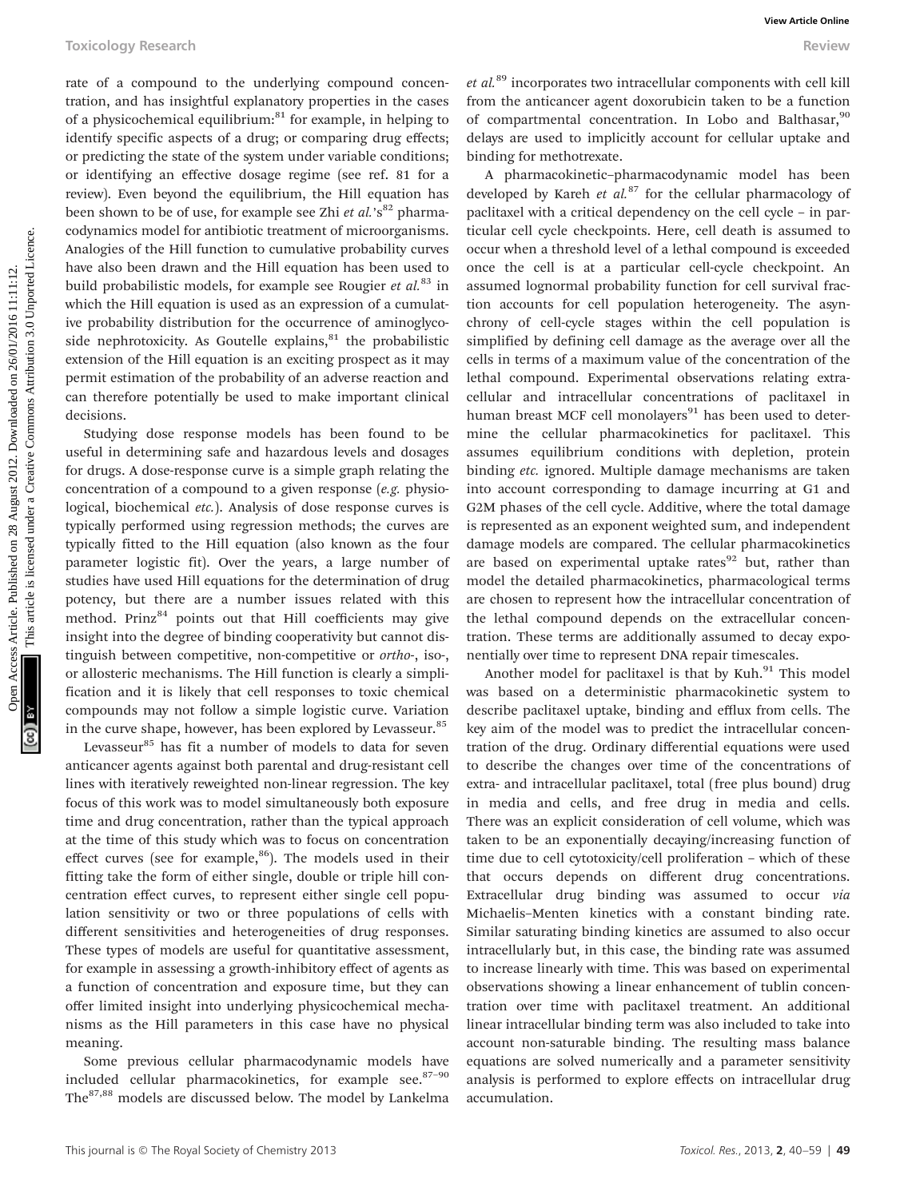rate of a compound to the underlying compound concentration, and has insightful explanatory properties in the cases of a physicochemical equilibrium:[81] for example, in helping to identify specific aspects of a drug; or comparing drug effects; or predicting the state of the system under variable conditions; or identifying an effective dosage regime (see ref. 81 for a review). Even beyond the equilibrium, the Hill equation has been shown to be of use, for example see Zhi *et al.*'s[82] pharmacodynamics model for antibiotic treatment of microorganisms. Analogies of the Hill function to cumulative probability curves have also been drawn and the Hill equation has been used to build probabilistic models, for example see Rougier *et al.*[83] in which the Hill equation is used as an expression of a cumulative probability distribution for the occurrence of aminoglycoside nephrotoxicity. As Goutelle explains,[81] the probabilistic extension of the Hill equation is an exciting prospect as it may permit estimation of the probability of an adverse reaction and can therefore potentially be used to make important clinical decisions.

Studying dose response models has been found to be useful in determining safe and hazardous levels and dosages for drugs. A dose-response curve is a simple graph relating the concentration of a compound to a given response (*e.g.* physiological, biochemical *etc.*). Analysis of dose response curves is typically performed using regression methods; the curves are typically fitted to the Hill equation (also known as the four parameter logistic fit). Over the years, a large number of studies have used Hill equations for the determination of drug potency, but there are a number issues related with this method. Prinz[84] points out that Hill coefficients may give insight into the degree of binding cooperativity but cannot distinguish between competitive, non-competitive or *ortho*-, iso-, or allosteric mechanisms. The Hill function is clearly a simplification and it is likely that cell responses to toxic chemical compounds may not follow a simple logistic curve. Variation in the curve shape, however, has been explored by Levasseur.[85]

Levasseur[85] has fit a number of models to data for seven anticancer agents against both parental and drug-resistant cell lines with iteratively reweighted non-linear regression. The key focus of this work was to model simultaneously both exposure time and drug concentration, rather than the typical approach at the time of this study which was to focus on concentration effect curves (see for example,[86]). The models used in their fitting take the form of either single, double or triple hill concentration effect curves, to represent either single cell population sensitivity or two or three populations of cells with different sensitivities and heterogeneities of drug responses. These types of models are useful for quantitative assessment, for example in assessing a growth-inhibitory effect of agents as a function of concentration and exposure time, but they can offer limited insight into underlying physicochemical mechanisms as the Hill parameters in this case have no physical meaning.

Some previous cellular pharmacodynamic models have included cellular pharmacokinetics, for example see.[87–90] The[87,88] models are discussed below. The model by Lankelma *et al.*[89] incorporates two intracellular components with cell kill from the anticancer agent doxorubicin taken to be a function of compartmental concentration. In Lobo and Balthasar,[90] delays are used to implicitly account for cellular uptake and binding for methotrexate.

A pharmacokinetic–pharmacodynamic model has been developed by Kareh *et al.*[87] for the cellular pharmacology of paclitaxel with a critical dependency on the cell cycle – in particular cell cycle checkpoints. Here, cell death is assumed to occur when a threshold level of a lethal compound is exceeded once the cell is at a particular cell-cycle checkpoint. An assumed lognormal probability function for cell survival fraction accounts for cell population heterogeneity. The asynchrony of cell-cycle stages within the cell population is simplified by defining cell damage as the average over all the cells in terms of a maximum value of the concentration of the lethal compound. Experimental observations relating extracellular and intracellular concentrations of paclitaxel in human breast MCF cell monolayers[91] has been used to determine the cellular pharmacokinetics for paclitaxel. This assumes equilibrium conditions with depletion, protein binding *etc.* ignored. Multiple damage mechanisms are taken into account corresponding to damage incurring at G1 and G2M phases of the cell cycle. Additive, where the total damage is represented as an exponent weighted sum, and independent damage models are compared. The cellular pharmacokinetics are based on experimental uptake rates[92] but, rather than model the detailed pharmacokinetics, pharmacological terms are chosen to represent how the intracellular concentration of the lethal compound depends on the extracellular concentration. These terms are additionally assumed to decay exponentially over time to represent DNA repair timescales.

Another model for paclitaxel is that by Kuh.[91] This model was based on a deterministic pharmacokinetic system to describe paclitaxel uptake, binding and efflux from cells. The key aim of the model was to predict the intracellular concentration of the drug. Ordinary differential equations were used to describe the changes over time of the concentrations of extra- and intracellular paclitaxel, total (free plus bound) drug in media and cells, and free drug in media and cells. There was an explicit consideration of cell volume, which was taken to be an exponentially decaying/increasing function of time due to cell cytotoxicity/cell proliferation – which of these that occurs depends on different drug concentrations. Extracellular drug binding was assumed to occur *via* Michaelis–Menten kinetics with a constant binding rate. Similar saturating binding kinetics are assumed to also occur intracellularly but, in this case, the binding rate was assumed to increase linearly with time. This was based on experimental observations showing a linear enhancement of tublin concentration over time with paclitaxel treatment. An additional linear intracellular binding term was also included to take into account non-saturable binding. The resulting mass balance equations are solved numerically and a parameter sensitivity analysis is performed to explore effects on intracellular drug accumulation.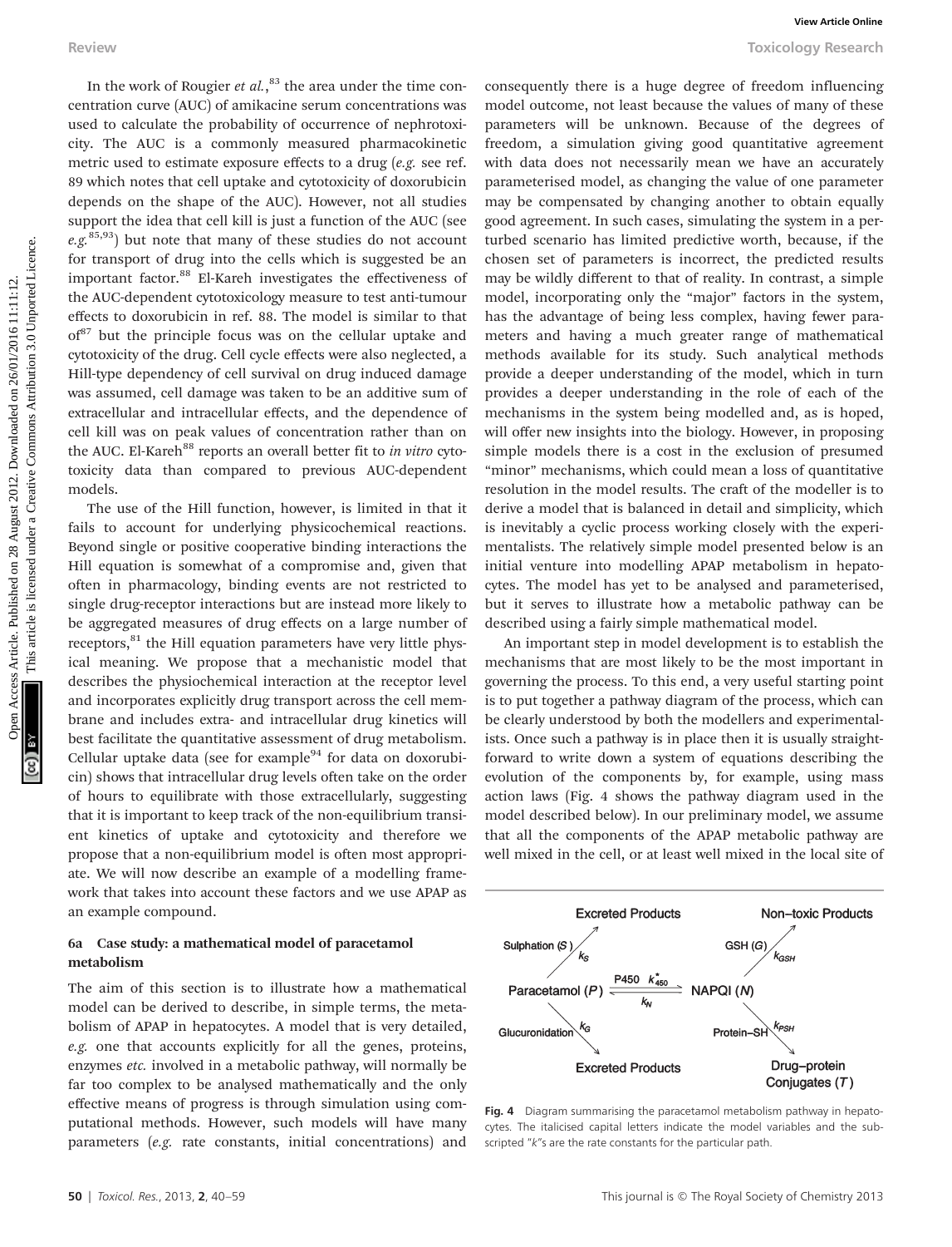In the work of Rougier *et al.*,[83] the area under the time concentration curve (AUC) of amikacine serum concentrations was used to calculate the probability of occurrence of nephrotoxicity. The AUC is a commonly measured pharmacokinetic metric used to estimate exposure effects to a drug (*e.g.* see ref. 89 which notes that cell uptake and cytotoxicity of doxorubicin depends on the shape of the AUC). However, not all studies support the idea that cell kill is just a function of the AUC (see *e.g.*[85,93]) but note that many of these studies do not account for transport of drug into the cells which is suggested be an important factor.[88] El-Kareh investigates the effectiveness of the AUC-dependent cytotoxicology measure to test anti-tumour effects to doxorubicin in ref. 88. The model is similar to that of[87] but the principle focus was on the cellular uptake and cytotoxicity of the drug. Cell cycle effects were also neglected, a Hill-type dependency of cell survival on drug induced damage was assumed, cell damage was taken to be an additive sum of extracellular and intracellular effects, and the dependence of cell kill was on peak values of concentration rather than on the AUC. El-Kareh[88] reports an overall better fit to *in vitro* cytotoxicity data than compared to previous AUC-dependent models.

The use of the Hill function, however, is limited in that it fails to account for underlying physicochemical reactions. Beyond single or positive cooperative binding interactions the Hill equation is somewhat of a compromise and, given that often in pharmacology, binding events are not restricted to single drug-receptor interactions but are instead more likely to be aggregated measures of drug effects on a large number of receptors,[81] the Hill equation parameters have very little physical meaning. We propose that a mechanistic model that describes the physiochemical interaction at the receptor level and incorporates explicitly drug transport across the cell membrane and includes extra- and intracellular drug kinetics will best facilitate the quantitative assessment of drug metabolism. Cellular uptake data (see for example[94] for data on doxorubicin) shows that intracellular drug levels often take on the order of hours to equilibrate with those extracellularly, suggesting that it is important to keep track of the non-equilibrium transient kinetics of uptake and cytotoxicity and therefore we propose that a non-equilibrium model is often most appropriate. We will now describe an example of a modelling framework that takes into account these factors and we use APAP as an example compound.

### 6a Case study: a mathematical model of paracetamol metabolism

The aim of this section is to illustrate how a mathematical model can be derived to describe, in simple terms, the metabolism of APAP in hepatocytes. A model that is very detailed, *e.g.* one that accounts explicitly for all the genes, proteins, enzymes *etc.* involved in a metabolic pathway, will normally be far too complex to be analysed mathematically and the only effective means of progress is through simulation using computational methods. However, such models will have many parameters (*e.g.* rate constants, initial concentrations) and consequently there is a huge degree of freedom influencing model outcome, not least because the values of many of these parameters will be unknown. Because of the degrees of freedom, a simulation giving good quantitative agreement with data does not necessarily mean we have an accurately parameterised model, as changing the value of one parameter may be compensated by changing another to obtain equally good agreement. In such cases, simulating the system in a perturbed scenario has limited predictive worth, because, if the chosen set of parameters is incorrect, the predicted results may be wildly different to that of reality. In contrast, a simple model, incorporating only the "major" factors in the system, has the advantage of being less complex, having fewer parameters and having a much greater range of mathematical methods available for its study. Such analytical methods provide a deeper understanding of the model, which in turn provides a deeper understanding in the role of each of the mechanisms in the system being modelled and, as is hoped, will offer new insights into the biology. However, in proposing simple models there is a cost in the exclusion of presumed "minor" mechanisms, which could mean a loss of quantitative resolution in the model results. The craft of the modeller is to derive a model that is balanced in detail and simplicity, which is inevitably a cyclic process working closely with the experimentalists. The relatively simple model presented below is an initial venture into modelling APAP metabolism in hepatocytes. The model has yet to be analysed and parameterised, but it serves to illustrate how a metabolic pathway can be described using a fairly simple mathematical model.

An important step in model development is to establish the mechanisms that are most likely to be the most important in governing the process. To this end, a very useful starting point is to put together a pathway diagram of the process, which can be clearly understood by both the modellers and experimentalists. Once such a pathway is in place then it is usually straightforward to write down a system of equations describing the evolution of the components by, for example, using mass action laws (Fig. 4 shows the pathway diagram used in the model described below). In our preliminary model, we assume that all the components of the APAP metabolic pathway are well mixed in the cell, or at least well mixed in the local site of

Excreted Products — Sulphation ($S$) $k_S$ — Paracetamol ($P$) — P450 $k^*_{450}$ / $k_N$ — NAPQI ($N$) — GSH ($G$) $k_{GSH}$ — Non-toxic Products — Glucuronidation $k_G$ — Excreted Products — Protein–SH $k_{PSH}$ — Drug–protein Conjugates ($T$)

Fig. 4 Diagram summarising the paracetamol metabolism pathway in hepatocytes. The italicised capital letters indicate the model variables and the subscripted "$k$"s are the rate constants for the particular path.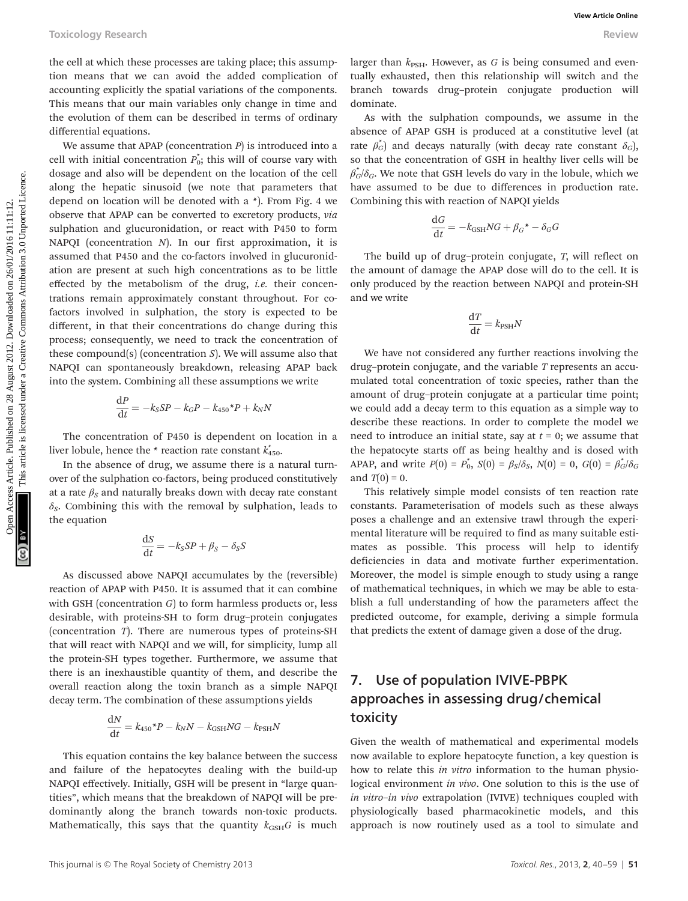the cell at which these processes are taking place; this assumption means that we can avoid the added complication of accounting explicitly the spatial variations of the components. This means that our main variables only change in time and the evolution of them can be described in terms of ordinary differential equations.

We assume that APAP (concentration $P$) is introduced into a cell with initial concentration $P_0^*$; this will of course vary with dosage and also will be dependent on the location of the cell along the hepatic sinusoid (we note that parameters that depend on location will be denoted with a *). From Fig. 4 we observe that APAP can be converted to excretory products, *via* sulphation and glucuronidation, or react with P450 to form NAPQI (concentration $N$). In our first approximation, it is assumed that P450 and the co-factors involved in glucuronidation are present at such high concentrations as to be little effected by the metabolism of the drug, *i.e.* their concentrations remain approximately constant throughout. For co-factors involved in sulphation, the story is expected to be different, in that their concentrations do change during this process; consequently, we need to track the concentration of these compound(s) (concentration $S$). We will assume also that NAPQI can spontaneously breakdown, releasing APAP back into the system. Combining all these assumptions we write

$$\frac{dP}{dt} = -k_S SP - k_G P - k_{450}{}^* P + k_N N$$

The concentration of P450 is dependent on location in a liver lobule, hence the * reaction rate constant $k_{450}^*$.

In the absence of drug, we assume there is a natural turnover of the sulphation co-factors, being produced constitutively at a rate $\beta_S$ and naturally breaks down with decay rate constant $\delta_S$. Combining this with the removal by sulphation, leads to the equation

$$\frac{dS}{dt} = -k_S SP + \beta_S - \delta_S S$$

As discussed above NAPQI accumulates by the (reversible) reaction of APAP with P450. It is assumed that it can combine with GSH (concentration $G$) to form harmless products or, less desirable, with proteins-SH to form drug–protein conjugates (concentration $T$). There are numerous types of proteins-SH that will react with NAPQI and we will, for simplicity, lump all the protein-SH types together. Furthermore, we assume that there is an inexhaustible quantity of them, and describe the overall reaction along the toxin branch as a simple NAPQI decay term. The combination of these assumptions yields

$$\frac{dN}{dt} = k_{450}{}^* P - k_N N - k_{GSH} NG - k_{PSH} N$$

This equation contains the key balance between the success and failure of the hepatocytes dealing with the build-up NAPQI effectively. Initially, GSH will be present in "large quantities", which means that the breakdown of NAPQI will be predominantly along the branch towards non-toxic products. Mathematically, this says that the quantity $k_{GSH}G$ is much larger than $k_{PSH}$. However, as $G$ is being consumed and eventually exhausted, then this relationship will switch and the branch towards drug–protein conjugate production will dominate.

As with the sulphation compounds, we assume in the absence of APAP GSH is produced at a constitutive level (at rate $\beta_G^*$) and decays naturally (with decay rate constant $\delta_G$), so that the concentration of GSH in healthy liver cells will be $\beta_G^*/\delta_G$. We note that GSH levels do vary in the lobule, which we have assumed to be due to differences in production rate. Combining this with reaction of NAPQI yields

$$\frac{dG}{dt} = -k_{GSH} NG + \beta_G{}^* - \delta_G G$$

The build up of drug–protein conjugate, $T$, will reflect on the amount of damage the APAP dose will do to the cell. It is only produced by the reaction between NAPQI and protein-SH and we write

$$\frac{dT}{dt} = k_{PSH} N$$

We have not considered any further reactions involving the drug–protein conjugate, and the variable $T$ represents an accumulated total concentration of toxic species, rather than the amount of drug–protein conjugate at a particular time point; we could add a decay term to this equation as a simple way to describe these reactions. In order to complete the model we need to introduce an initial state, say at $t = 0$; we assume that the hepatocyte starts off as being healthy and is dosed with APAP, and write $P(0) = P_0^*$, $S(0) = \beta_S/\delta_S$, $N(0) = 0$, $G(0) = \beta_G^*/\delta_G$ and $T(0) = 0$.

This relatively simple model consists of ten reaction rate constants. Parameterisation of models such as these always poses a challenge and an extensive trawl through the experimental literature will be required to find as many suitable estimates as possible. This process will help to identify deficiencies in data and motivate further experimentation. Moreover, the model is simple enough to study using a range of mathematical techniques, in which we may be able to establish a full understanding of how the parameters affect the predicted outcome, for example, deriving a simple formula that predicts the extent of damage given a dose of the drug.

## 7. Use of population IVIVE-PBPK approaches in assessing drug/chemical toxicity

Given the wealth of mathematical and experimental models now available to explore hepatocyte function, a key question is how to relate this *in vitro* information to the human physiological environment *in vivo*. One solution to this is the use of *in vitro*–*in vivo* extrapolation (IVIVE) techniques coupled with physiologically based pharmacokinetic models, and this approach is now routinely used as a tool to simulate and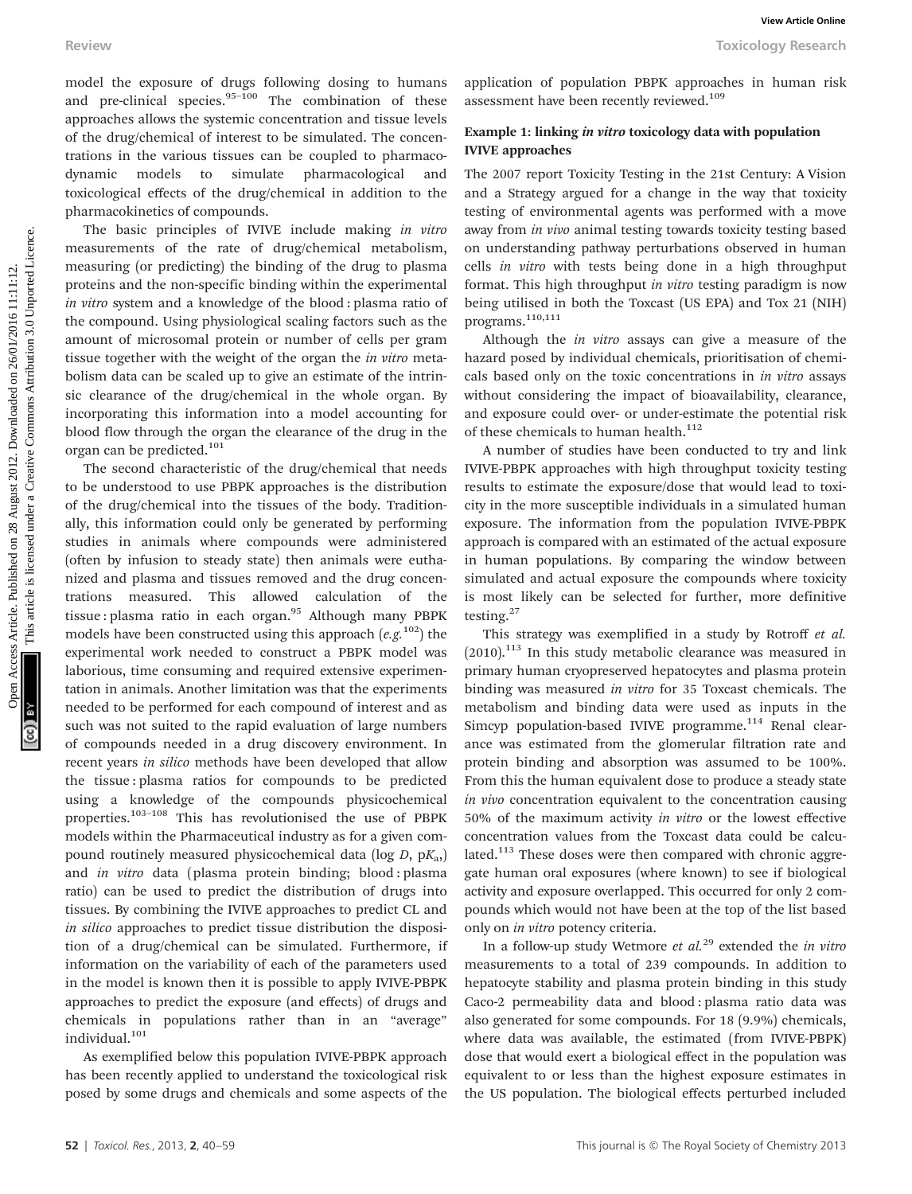model the exposure of drugs following dosing to humans and pre-clinical species.[95–100] The combination of these approaches allows the systemic concentration and tissue levels of the drug/chemical of interest to be simulated. The concentrations in the various tissues can be coupled to pharmacodynamic models to simulate pharmacological and toxicological effects of the drug/chemical in addition to the pharmacokinetics of compounds.

The basic principles of IVIVE include making *in vitro* measurements of the rate of drug/chemical metabolism, measuring (or predicting) the binding of the drug to plasma proteins and the non-specific binding within the experimental *in vitro* system and a knowledge of the blood : plasma ratio of the compound. Using physiological scaling factors such as the amount of microsomal protein or number of cells per gram tissue together with the weight of the organ the *in vitro* metabolism data can be scaled up to give an estimate of the intrinsic clearance of the drug/chemical in the whole organ. By incorporating this information into a model accounting for blood flow through the organ the clearance of the drug in the organ can be predicted.[101]

The second characteristic of the drug/chemical that needs to be understood to use PBPK approaches is the distribution of the drug/chemical into the tissues of the body. Traditionally, this information could only be generated by performing studies in animals where compounds were administered (often by infusion to steady state) then animals were euthanized and plasma and tissues removed and the drug concentrations measured. This allowed calculation of the tissue : plasma ratio in each organ.[95] Although many PBPK models have been constructed using this approach (*e.g.*[102]) the experimental work needed to construct a PBPK model was laborious, time consuming and required extensive experimentation in animals. Another limitation was that the experiments needed to be performed for each compound of interest and as such was not suited to the rapid evaluation of large numbers of compounds needed in a drug discovery environment. In recent years *in silico* methods have been developed that allow the tissue : plasma ratios for compounds to be predicted using a knowledge of the compounds physicochemical properties.[103–108] This has revolutionised the use of PBPK models within the Pharmaceutical industry as for a given compound routinely measured physicochemical data (log $D$, p$K_a$) and *in vitro* data (plasma protein binding; blood : plasma ratio) can be used to predict the distribution of drugs into tissues. By combining the IVIVE approaches to predict CL and *in silico* approaches to predict tissue distribution the disposition of a drug/chemical can be simulated. Furthermore, if information on the variability of each of the parameters used in the model is known then it is possible to apply IVIVE-PBPK approaches to predict the exposure (and effects) of drugs and chemicals in populations rather than in an "average" individual.[101]

As exemplified below this population IVIVE-PBPK approach has been recently applied to understand the toxicological risk posed by some drugs and chemicals and some aspects of the application of population PBPK approaches in human risk assessment have been recently reviewed.[109]

#### Example 1: linking *in vitro* toxicology data with population IVIVE approaches

The 2007 report Toxicity Testing in the 21st Century: A Vision and a Strategy argued for a change in the way that toxicity testing of environmental agents was performed with a move away from *in vivo* animal testing towards toxicity testing based on understanding pathway perturbations observed in human cells *in vitro* with tests being done in a high throughput format. This high throughput *in vitro* testing paradigm is now being utilised in both the Toxcast (US EPA) and Tox 21 (NIH) programs.[110,111]

Although the *in vitro* assays can give a measure of the hazard posed by individual chemicals, prioritisation of chemicals based only on the toxic concentrations in *in vitro* assays without considering the impact of bioavailability, clearance, and exposure could over- or under-estimate the potential risk of these chemicals to human health.[112]

A number of studies have been conducted to try and link IVIVE-PBPK approaches with high throughput toxicity testing results to estimate the exposure/dose that would lead to toxicity in the more susceptible individuals in a simulated human exposure. The information from the population IVIVE-PBPK approach is compared with an estimated of the actual exposure in human populations. By comparing the window between simulated and actual exposure the compounds where toxicity is most likely can be selected for further, more definitive testing.[27]

This strategy was exemplified in a study by Rotroff *et al.* (2010).[113] In this study metabolic clearance was measured in primary human cryopreserved hepatocytes and plasma protein binding was measured *in vitro* for 35 Toxcast chemicals. The metabolism and binding data were used as inputs in the Simcyp population-based IVIVE programme.[114] Renal clearance was estimated from the glomerular filtration rate and protein binding and absorption was assumed to be 100%. From this the human equivalent dose to produce a steady state *in vivo* concentration equivalent to the concentration causing 50% of the maximum activity *in vitro* or the lowest effective concentration values from the Toxcast data could be calculated.[113] These doses were then compared with chronic aggregate human oral exposures (where known) to see if biological activity and exposure overlapped. This occurred for only 2 compounds which would not have been at the top of the list based only on *in vitro* potency criteria.

In a follow-up study Wetmore *et al.*[29] extended the *in vitro* measurements to a total of 239 compounds. In addition to hepatocyte stability and plasma protein binding in this study Caco-2 permeability data and blood : plasma ratio data was also generated for some compounds. For 18 (9.9%) chemicals, where data was available, the estimated (from IVIVE-PBPK) dose that would exert a biological effect in the population was equivalent to or less than the highest exposure estimates in the US population. The biological effects perturbed included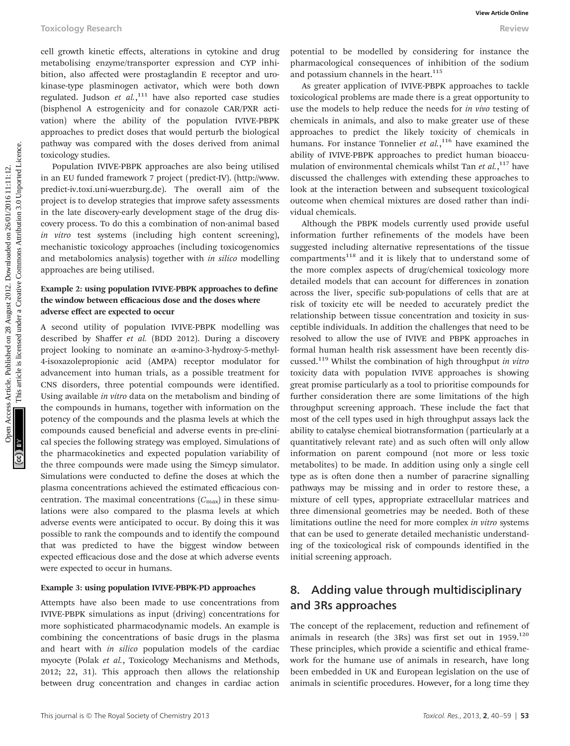cell growth kinetic effects, alterations in cytokine and drug metabolising enzyme/transporter expression and CYP inhibition, also affected were prostaglandin E receptor and urokinase-type plasminogen activator, which were both down regulated. Judson *et al.*,[111] have also reported case studies (bisphenol A estrogenicity and for conazole CAR/PXR activation) where the ability of the population IVIVE-PBPK approaches to predict doses that would perturb the biological pathway was compared with the doses derived from animal toxicology studies.

Population IVIVE-PBPK approaches are also being utilised in an EU funded framework 7 project (predict-IV). (http://www.predict-iv.toxi.uni-wuerzburg.de). The overall aim of the project is to develop strategies that improve safety assessments in the late discovery-early development stage of the drug discovery process. To do this a combination of non-animal based *in vitro* test systems (including high content screening), mechanistic toxicology approaches (including toxicogenomics and metabolomics analysis) together with *in silico* modelling approaches are being utilised.

#### Example 2: using population IVIVE-PBPK approaches to define the window between efficacious dose and the doses where adverse effect are expected to occur

A second utility of population IVIVE-PBPK modelling was described by Shaffer *et al.* (BDD 2012). During a discovery project looking to nominate an α-amino-3-hydroxy-5-methyl-4-isoxazolepropionic acid (AMPA) receptor modulator for advancement into human trials, as a possible treatment for CNS disorders, three potential compounds were identified. Using available *in vitro* data on the metabolism and binding of the compounds in humans, together with information on the potency of the compounds and the plasma levels at which the compounds caused beneficial and adverse events in pre-clinical species the following strategy was employed. Simulations of the pharmacokinetics and expected population variability of the three compounds were made using the Simcyp simulator. Simulations were conducted to define the doses at which the plasma concentrations achieved the estimated efficacious concentration. The maximal concentrations ($C_{max}$) in these simulations were also compared to the plasma levels at which adverse events were anticipated to occur. By doing this it was possible to rank the compounds and to identify the compound that was predicted to have the biggest window between expected efficacious dose and the dose at which adverse events were expected to occur in humans.

#### Example 3: using population IVIVE-PBPK-PD approaches

Attempts have also been made to use concentrations from IVIVE-PBPK simulations as input (driving) concentrations for more sophisticated pharmacodynamic models. An example is combining the concentrations of basic drugs in the plasma and heart with *in silico* population models of the cardiac myocyte (Polak *et al.*, Toxicology Mechanisms and Methods, 2012; 22, 31). This approach then allows the relationship between drug concentration and changes in cardiac action potential to be modelled by considering for instance the pharmacological consequences of inhibition of the sodium and potassium channels in the heart.[115]

As greater application of IVIVE-PBPK approaches to tackle toxicological problems are made there is a great opportunity to use the models to help reduce the needs for *in vivo* testing of chemicals in animals, and also to make greater use of these approaches to predict the likely toxicity of chemicals in humans. For instance Tonnelier *et al.*,[116] have examined the ability of IVIVE-PBPK approaches to predict human bioaccumulation of environmental chemicals whilst Tan *et al.*,[117] have discussed the challenges with extending these approaches to look at the interaction between and subsequent toxicological outcome when chemical mixtures are dosed rather than individual chemicals.

Although the PBPK models currently used provide useful information further refinements of the models have been suggested including alternative representations of the tissue compartments[118] and it is likely that to understand some of the more complex aspects of drug/chemical toxicology more detailed models that can account for differences in zonation across the liver, specific sub-populations of cells that are at risk of toxicity etc will be needed to accurately predict the relationship between tissue concentration and toxicity in susceptible individuals. In addition the challenges that need to be resolved to allow the use of IVIVE and PBPK approaches in formal human health risk assessment have been recently discussed.[119] Whilst the combination of high throughput *in vitro* toxicity data with population IVIVE approaches is showing great promise particularly as a tool to prioritise compounds for further consideration there are some limitations of the high throughput screening approach. These include the fact that most of the cell types used in high throughput assays lack the ability to catalyse chemical biotransformation (particularly at a quantitatively relevant rate) and as such often will only allow information on parent compound (not more or less toxic metabolites) to be made. In addition using only a single cell type as is often done then a number of paracrine signalling pathways may be missing and in order to restore these, a mixture of cell types, appropriate extracellular matrices and three dimensional geometries may be needed. Both of these limitations outline the need for more complex *in vitro* systems that can be used to generate detailed mechanistic understanding of the toxicological risk of compounds identified in the initial screening approach.

## 8. Adding value through multidisciplinary and 3Rs approaches

The concept of the replacement, reduction and refinement of animals in research (the 3Rs) was first set out in 1959.[120] These principles, which provide a scientific and ethical framework for the humane use of animals in research, have long been embedded in UK and European legislation on the use of animals in scientific procedures. However, for a long time they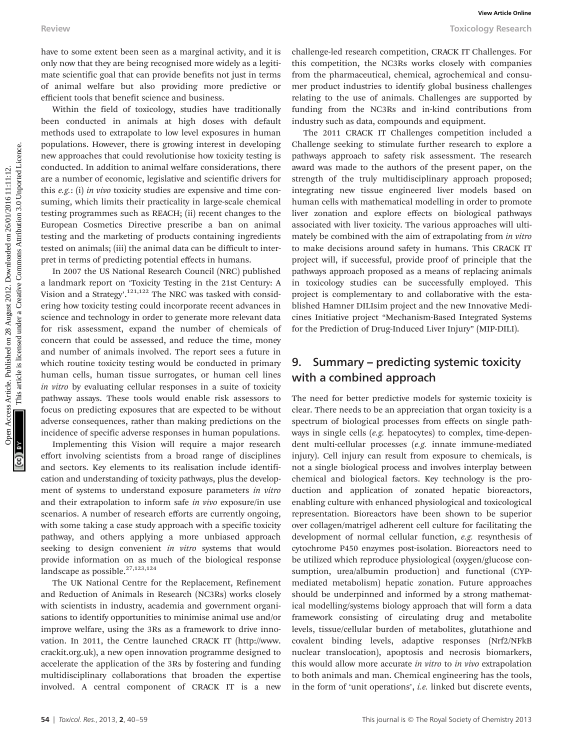have to some extent been seen as a marginal activity, and it is only now that they are being recognised more widely as a legitimate scientific goal that can provide benefits not just in terms of animal welfare but also providing more predictive or efficient tools that benefit science and business.

Within the field of toxicology, studies have traditionally been conducted in animals at high doses with default methods used to extrapolate to low level exposures in human populations. However, there is growing interest in developing new approaches that could revolutionise how toxicity testing is conducted. In addition to animal welfare considerations, there are a number of economic, legislative and scientific drivers for this *e.g.*: (i) *in vivo* toxicity studies are expensive and time consuming, which limits their practicality in large-scale chemical testing programmes such as REACH; (ii) recent changes to the European Cosmetics Directive prescribe a ban on animal testing and the marketing of products containing ingredients tested on animals; (iii) the animal data can be difficult to interpret in terms of predicting potential effects in humans.

In 2007 the US National Research Council (NRC) published a landmark report on 'Toxicity Testing in the 21st Century: A Vision and a Strategy'.[121,122] The NRC was tasked with considering how toxicity testing could incorporate recent advances in science and technology in order to generate more relevant data for risk assessment, expand the number of chemicals of concern that could be assessed, and reduce the time, money and number of animals involved. The report sees a future in which routine toxicity testing would be conducted in primary human cells, human tissue surrogates, or human cell lines *in vitro* by evaluating cellular responses in a suite of toxicity pathway assays. These tools would enable risk assessors to focus on predicting exposures that are expected to be without adverse consequences, rather than making predictions on the incidence of specific adverse responses in human populations.

Implementing this Vision will require a major research effort involving scientists from a broad range of disciplines and sectors. Key elements to its realisation include identification and understanding of toxicity pathways, plus the development of systems to understand exposure parameters *in vitro* and their extrapolation to inform safe *in vivo* exposure/in use scenarios. A number of research efforts are currently ongoing, with some taking a case study approach with a specific toxicity pathway, and others applying a more unbiased approach seeking to design convenient *in vitro* systems that would provide information on as much of the biological response landscape as possible.[27,123,124]

The UK National Centre for the Replacement, Refinement and Reduction of Animals in Research (NC3Rs) works closely with scientists in industry, academia and government organisations to identify opportunities to minimise animal use and/or improve welfare, using the 3Rs as a framework to drive innovation. In 2011, the Centre launched CRACK IT (http://www.crackit.org.uk), a new open innovation programme designed to accelerate the application of the 3Rs by fostering and funding multidisciplinary collaborations that broaden the expertise involved. A central component of CRACK IT is a new challenge-led research competition, CRACK IT Challenges. For this competition, the NC3Rs works closely with companies from the pharmaceutical, chemical, agrochemical and consumer product industries to identify global business challenges relating to the use of animals. Challenges are supported by funding from the NC3Rs and in-kind contributions from industry such as data, compounds and equipment.

The 2011 CRACK IT Challenges competition included a Challenge seeking to stimulate further research to explore a pathways approach to safety risk assessment. The research award was made to the authors of the present paper, on the strength of the truly multidisciplinary approach proposed; integrating new tissue engineered liver models based on human cells with mathematical modelling in order to promote liver zonation and explore effects on biological pathways associated with liver toxicity. The various approaches will ultimately be combined with the aim of extrapolating from *in vitro* to make decisions around safety in humans. This CRACK IT project will, if successful, provide proof of principle that the pathways approach proposed as a means of replacing animals in toxicology studies can be successfully employed. This project is complementary to and collaborative with the established Hamner DILIsim project and the new Innovative Medicines Initiative project "Mechanism-Based Integrated Systems for the Prediction of Drug-Induced Liver Injury" (MIP-DILI).

## 9. Summary – predicting systemic toxicity with a combined approach

The need for better predictive models for systemic toxicity is clear. There needs to be an appreciation that organ toxicity is a spectrum of biological processes from effects on single pathways in single cells (*e.g.* hepatocytes) to complex, time-dependent multi-cellular processes (*e.g.* innate immune-mediated injury). Cell injury can result from exposure to chemicals, is not a single biological process and involves interplay between chemical and biological factors. Key technology is the production and application of zonated hepatic bioreactors, enabling culture with enhanced physiological and toxicological representation. Bioreactors have been shown to be superior over collagen/matrigel adherent cell culture for facilitating the development of normal cellular function, *e.g.* resynthesis of cytochrome P450 enzymes post-isolation. Bioreactors need to be utilized which reproduce physiological (oxygen/glucose consumption, urea/albumin production) and functional (CYP-mediated metabolism) hepatic zonation. Future approaches should be underpinned and informed by a strong mathematical modelling/systems biology approach that will form a data framework consisting of circulating drug and metabolite levels, tissue/cellular burden of metabolites, glutathione and covalent binding levels, adaptive responses (Nrf2/NFkB nuclear translocation), apoptosis and necrosis biomarkers, this would allow more accurate *in vitro* to *in vivo* extrapolation to both animals and man. Chemical engineering has the tools, in the form of 'unit operations', *i.e.* linked but discrete events,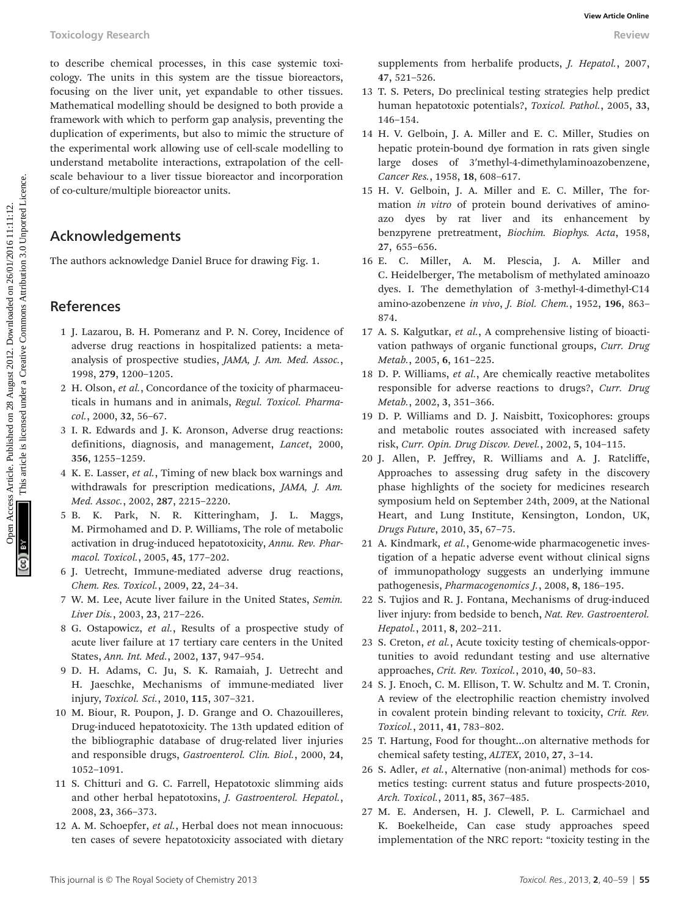to describe chemical processes, in this case systemic toxicology. The units in this system are the tissue bioreactors, focusing on the liver unit, yet expandable to other tissues. Mathematical modelling should be designed to both provide a framework with which to perform gap analysis, preventing the duplication of experiments, but also to mimic the structure of the experimental work allowing use of cell-scale modelling to understand metabolite interactions, extrapolation of the cell-scale behaviour to a liver tissue bioreactor and incorporation of co-culture/multiple bioreactor units.

## Acknowledgements

The authors acknowledge Daniel Bruce for drawing Fig. 1.

## References

1 J. Lazarou, B. H. Pomeranz and P. N. Corey, Incidence of adverse drug reactions in hospitalized patients: a meta-analysis of prospective studies, *JAMA, J. Am. Med. Assoc.*, 1998, **279**, 1200–1205.

2 H. Olson, *et al.*, Concordance of the toxicity of pharmaceuticals in humans and in animals, *Regul. Toxicol. Pharmacol.*, 2000, **32**, 56–67.

3 I. R. Edwards and J. K. Aronson, Adverse drug reactions: definitions, diagnosis, and management, *Lancet*, 2000, **356**, 1255–1259.

4 K. E. Lasser, *et al.*, Timing of new black box warnings and withdrawals for prescription medications, *JAMA, J. Am. Med. Assoc.*, 2002, **287**, 2215–2220.

5 B. K. Park, N. R. Kitteringham, J. L. Maggs, M. Pirmohamed and D. P. Williams, The role of metabolic activation in drug-induced hepatotoxicity, *Annu. Rev. Pharmacol. Toxicol.*, 2005, **45**, 177–202.

6 J. Uetrecht, Immune-mediated adverse drug reactions, *Chem. Res. Toxicol.*, 2009, **22**, 24–34.

7 W. M. Lee, Acute liver failure in the United States, *Semin. Liver Dis.*, 2003, **23**, 217–226.

8 G. Ostapowicz, *et al.*, Results of a prospective study of acute liver failure at 17 tertiary care centers in the United States, *Ann. Int. Med.*, 2002, **137**, 947–954.

9 D. H. Adams, C. Ju, S. K. Ramaiah, J. Uetrecht and H. Jaeschke, Mechanisms of immune-mediated liver injury, *Toxicol. Sci.*, 2010, **115**, 307–321.

10 M. Biour, R. Poupon, J. D. Grange and O. Chazouilleres, Drug-induced hepatotoxicity. The 13th updated edition of the bibliographic database of drug-related liver injuries and responsible drugs, *Gastroenterol. Clin. Biol.*, 2000, **24**, 1052–1091.

11 S. Chitturi and G. C. Farrell, Hepatotoxic slimming aids and other herbal hepatotoxins, *J. Gastroenterol. Hepatol.*, 2008, **23**, 366–373.

12 A. M. Schoepfer, *et al.*, Herbal does not mean innocuous: ten cases of severe hepatotoxicity associated with dietary supplements from herbalife products, *J. Hepatol.*, 2007, **47**, 521–526.

13 T. S. Peters, Do preclinical testing strategies help predict human hepatotoxic potentials?, *Toxicol. Pathol.*, 2005, **33**, 146–154.

14 H. V. Gelboin, J. A. Miller and E. C. Miller, Studies on hepatic protein-bound dye formation in rats given single large doses of 3′methyl-4-dimethylaminoazobenzene, *Cancer Res.*, 1958, **18**, 608–617.

15 H. V. Gelboin, J. A. Miller and E. C. Miller, The formation *in vitro* of protein bound derivatives of aminoazo dyes by rat liver and its enhancement by benzpyrene pretreatment, *Biochim. Biophys. Acta*, 1958, **27**, 655–656.

16 E. C. Miller, A. M. Plescia, J. A. Miller and C. Heidelberger, The metabolism of methylated aminoazo dyes. I. The demethylation of 3-methyl-4-dimethyl-C14 amino-azobenzene *in vivo*, *J. Biol. Chem.*, 1952, **196**, 863–874.

17 A. S. Kalgutkar, *et al.*, A comprehensive listing of bioactivation pathways of organic functional groups, *Curr. Drug Metab.*, 2005, **6**, 161–225.

18 D. P. Williams, *et al.*, Are chemically reactive metabolites responsible for adverse reactions to drugs?, *Curr. Drug Metab.*, 2002, **3**, 351–366.

19 D. P. Williams and D. J. Naisbitt, Toxicophores: groups and metabolic routes associated with increased safety risk, *Curr. Opin. Drug Discov. Devel.*, 2002, **5**, 104–115.

20 J. Allen, P. Jeffrey, R. Williams and A. J. Ratcliffe, Approaches to assessing drug safety in the discovery phase highlights of the society for medicines research symposium held on September 24th, 2009, at the National Heart, and Lung Institute, Kensington, London, UK, *Drugs Future*, 2010, **35**, 67–75.

21 A. Kindmark, *et al.*, Genome-wide pharmacogenetic investigation of a hepatic adverse event without clinical signs of immunopathology suggests an underlying immune pathogenesis, *Pharmacogenomics J.*, 2008, **8**, 186–195.

22 S. Tujios and R. J. Fontana, Mechanisms of drug-induced liver injury: from bedside to bench, *Nat. Rev. Gastroenterol. Hepatol.*, 2011, **8**, 202–211.

23 S. Creton, *et al.*, Acute toxicity testing of chemicals-opportunities to avoid redundant testing and use alternative approaches, *Crit. Rev. Toxicol.*, 2010, **40**, 50–83.

24 S. J. Enoch, C. M. Ellison, T. W. Schultz and M. T. Cronin, A review of the electrophilic reaction chemistry involved in covalent protein binding relevant to toxicity, *Crit. Rev. Toxicol.*, 2011, **41**, 783–802.

25 T. Hartung, Food for thought…on alternative methods for chemical safety testing, *ALTEX*, 2010, **27**, 3–14.

26 S. Adler, *et al.*, Alternative (non-animal) methods for cosmetics testing: current status and future prospects-2010, *Arch. Toxicol.*, 2011, **85**, 367–485.

27 M. E. Andersen, H. J. Clewell, P. L. Carmichael and K. Boekelheide, Can case study approaches speed implementation of the NRC report: "toxicity testing in the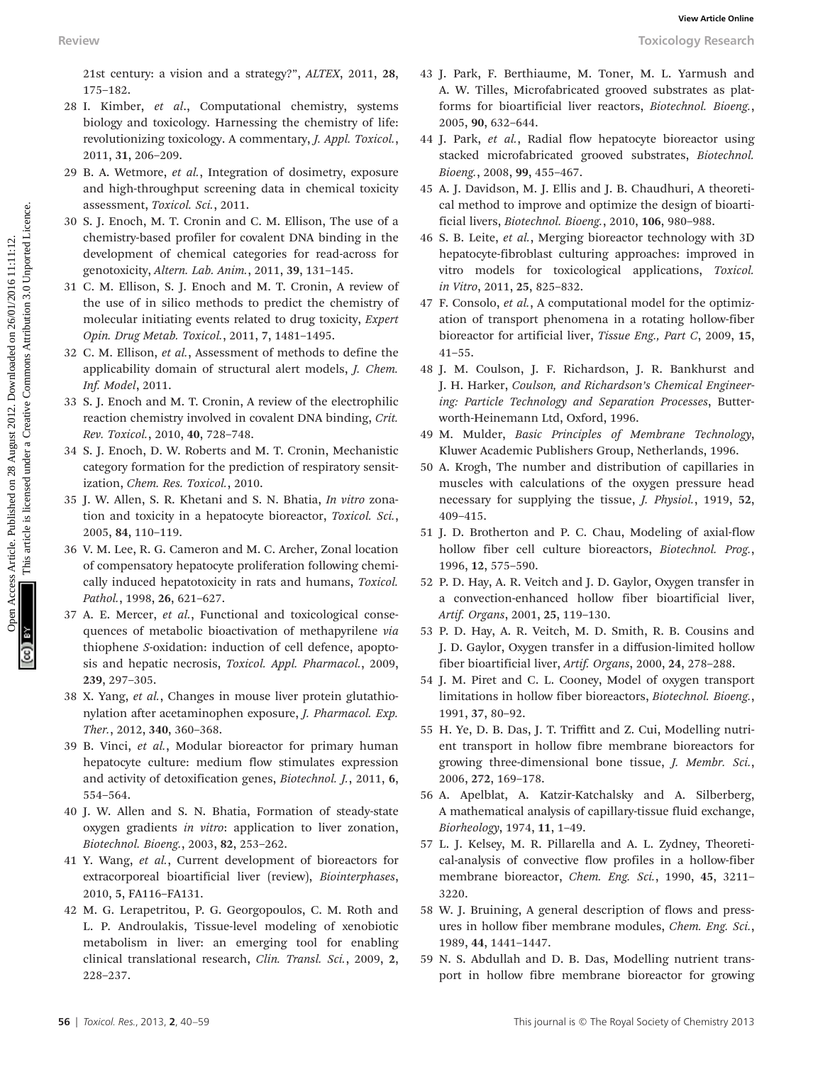21st century: a vision and a strategy?", *ALTEX*, 2011, **28**, 175–182.

28 I. Kimber, *et al.*, Computational chemistry, systems biology and toxicology. Harnessing the chemistry of life: revolutionizing toxicology. A commentary, *J. Appl. Toxicol.*, 2011, **31**, 206–209.

29 B. A. Wetmore, *et al.*, Integration of dosimetry, exposure and high-throughput screening data in chemical toxicity assessment, *Toxicol. Sci.*, 2011.

30 S. J. Enoch, M. T. Cronin and C. M. Ellison, The use of a chemistry-based profiler for covalent DNA binding in the development of chemical categories for read-across for genotoxicity, *Altern. Lab. Anim.*, 2011, **39**, 131–145.

31 C. M. Ellison, S. J. Enoch and M. T. Cronin, A review of the use of in silico methods to predict the chemistry of molecular initiating events related to drug toxicity, *Expert Opin. Drug Metab. Toxicol.*, 2011, **7**, 1481–1495.

32 C. M. Ellison, *et al.*, Assessment of methods to define the applicability domain of structural alert models, *J. Chem. Inf. Model*, 2011.

33 S. J. Enoch and M. T. Cronin, A review of the electrophilic reaction chemistry involved in covalent DNA binding, *Crit. Rev. Toxicol.*, 2010, **40**, 728–748.

34 S. J. Enoch, D. W. Roberts and M. T. Cronin, Mechanistic category formation for the prediction of respiratory sensitization, *Chem. Res. Toxicol.*, 2010.

35 J. W. Allen, S. R. Khetani and S. N. Bhatia, *In vitro* zonation and toxicity in a hepatocyte bioreactor, *Toxicol. Sci.*, 2005, **84**, 110–119.

36 V. M. Lee, R. G. Cameron and M. C. Archer, Zonal location of compensatory hepatocyte proliferation following chemically induced hepatotoxicity in rats and humans, *Toxicol. Pathol.*, 1998, **26**, 621–627.

37 A. E. Mercer, *et al.*, Functional and toxicological consequences of metabolic bioactivation of methapyrilene *via* thiophene *S*-oxidation: induction of cell defence, apoptosis and hepatic necrosis, *Toxicol. Appl. Pharmacol.*, 2009, **239**, 297–305.

38 X. Yang, *et al.*, Changes in mouse liver protein glutathionylation after acetaminophen exposure, *J. Pharmacol. Exp. Ther.*, 2012, **340**, 360–368.

39 B. Vinci, *et al.*, Modular bioreactor for primary human hepatocyte culture: medium flow stimulates expression and activity of detoxification genes, *Biotechnol. J.*, 2011, **6**, 554–564.

40 J. W. Allen and S. N. Bhatia, Formation of steady-state oxygen gradients *in vitro*: application to liver zonation, *Biotechnol. Bioeng.*, 2003, **82**, 253–262.

41 Y. Wang, *et al.*, Current development of bioreactors for extracorporeal bioartificial liver (review), *Biointerphases*, 2010, **5**, FA116–FA131.

42 M. G. Ierapetritou, P. G. Georgopoulos, C. M. Roth and L. P. Androulakis, Tissue-level modeling of xenobiotic metabolism in liver: an emerging tool for enabling clinical translational research, *Clin. Transl. Sci.*, 2009, **2**, 228–237.

43 J. Park, F. Berthiaume, M. Toner, M. L. Yarmush and A. W. Tilles, Microfabricated grooved substrates as platforms for bioartificial liver reactors, *Biotechnol. Bioeng.*, 2005, **90**, 632–644.

44 J. Park, *et al.*, Radial flow hepatocyte bioreactor using stacked microfabricated grooved substrates, *Biotechnol. Bioeng.*, 2008, **99**, 455–467.

45 A. J. Davidson, M. J. Ellis and J. B. Chaudhuri, A theoretical method to improve and optimize the design of bioartificial livers, *Biotechnol. Bioeng.*, 2010, **106**, 980–988.

46 S. B. Leite, *et al.*, Merging bioreactor technology with 3D hepatocyte-fibroblast culturing approaches: improved in vitro models for toxicological applications, *Toxicol. in Vitro*, 2011, **25**, 825–832.

47 F. Consolo, *et al.*, A computational model for the optimization of transport phenomena in a rotating hollow-fiber bioreactor for artificial liver, *Tissue Eng., Part C*, 2009, **15**, 41–55.

48 J. M. Coulson, J. F. Richardson, J. R. Bankhurst and J. H. Harker, *Coulson, and Richardson's Chemical Engineering: Particle Technology and Separation Processes*, Butterworth-Heinemann Ltd, Oxford, 1996.

49 M. Mulder, *Basic Principles of Membrane Technology*, Kluwer Academic Publishers Group, Netherlands, 1996.

50 A. Krogh, The number and distribution of capillaries in muscles with calculations of the oxygen pressure head necessary for supplying the tissue, *J. Physiol.*, 1919, **52**, 409–415.

51 J. D. Brotherton and P. C. Chau, Modeling of axial-flow hollow fiber cell culture bioreactors, *Biotechnol. Prog.*, 1996, **12**, 575–590.

52 P. D. Hay, A. R. Veitch and J. D. Gaylor, Oxygen transfer in a convection-enhanced hollow fiber bioartificial liver, *Artif. Organs*, 2001, **25**, 119–130.

53 P. D. Hay, A. R. Veitch, M. D. Smith, R. B. Cousins and J. D. Gaylor, Oxygen transfer in a diffusion-limited hollow fiber bioartificial liver, *Artif. Organs*, 2000, **24**, 278–288.

54 J. M. Piret and C. L. Cooney, Model of oxygen transport limitations in hollow fiber bioreactors, *Biotechnol. Bioeng.*, 1991, **37**, 80–92.

55 H. Ye, D. B. Das, J. T. Triffitt and Z. Cui, Modelling nutrient transport in hollow fibre membrane bioreactors for growing three-dimensional bone tissue, *J. Membr. Sci.*, 2006, **272**, 169–178.

56 A. Apelblat, A. Katzir-Katchalsky and A. Silberberg, A mathematical analysis of capillary-tissue fluid exchange, *Biorheology*, 1974, **11**, 1–49.

57 L. J. Kelsey, M. R. Pillarella and A. L. Zydney, Theoretical-analysis of convective flow profiles in a hollow-fiber membrane bioreactor, *Chem. Eng. Sci.*, 1990, **45**, 3211–3220.

58 W. J. Bruining, A general description of flows and pressures in hollow fiber membrane modules, *Chem. Eng. Sci.*, 1989, **44**, 1441–1447.

59 N. S. Abdullah and D. B. Das, Modelling nutrient transport in hollow fibre membrane bioreactor for growing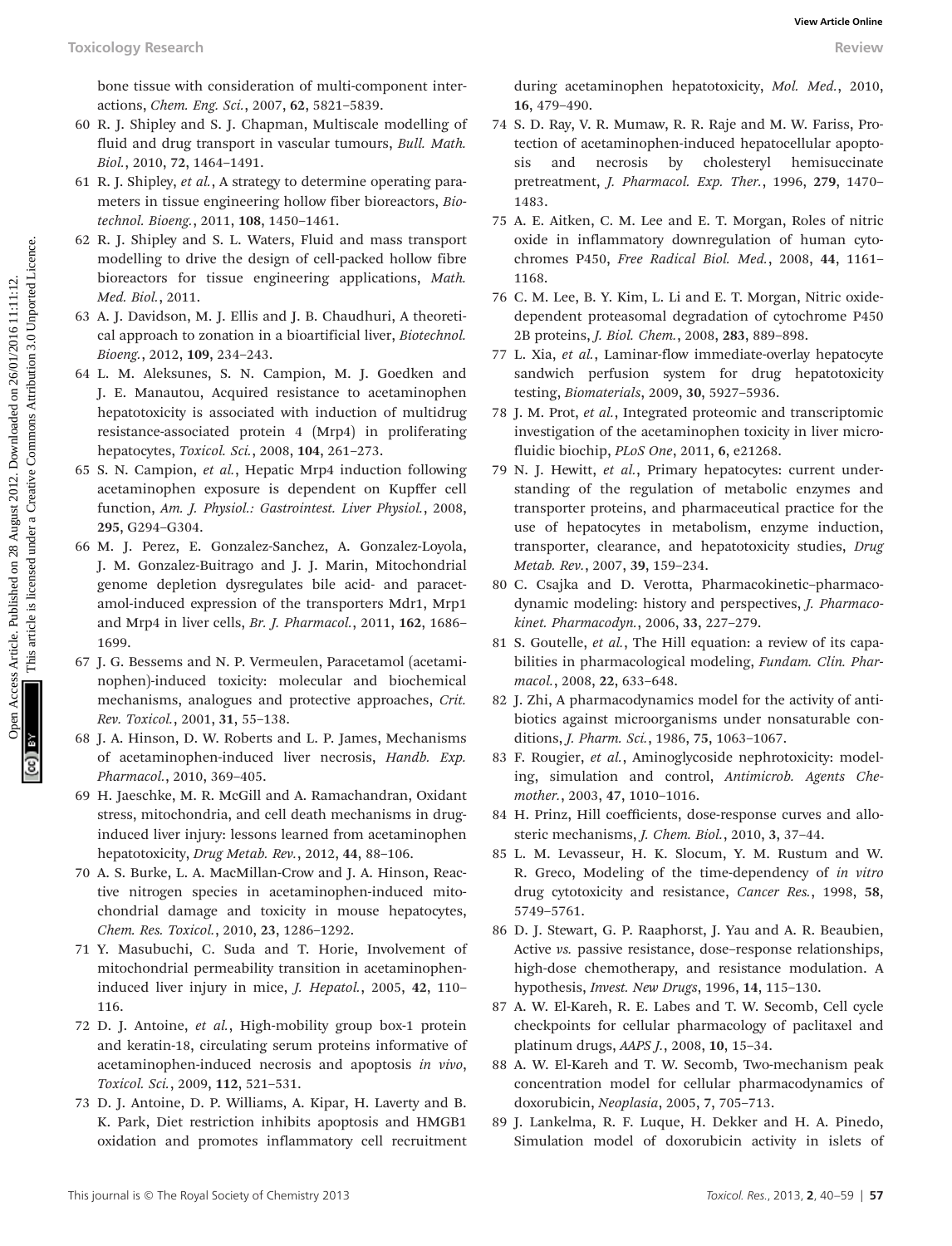bone tissue with consideration of multi-component interactions, *Chem. Eng. Sci.*, 2007, **62**, 5821–5839.

60 R. J. Shipley and S. J. Chapman, Multiscale modelling of fluid and drug transport in vascular tumours, *Bull. Math. Biol.*, 2010, **72**, 1464–1491.

61 R. J. Shipley, *et al.*, A strategy to determine operating parameters in tissue engineering hollow fiber bioreactors, *Biotechnol. Bioeng.*, 2011, **108**, 1450–1461.

62 R. J. Shipley and S. L. Waters, Fluid and mass transport modelling to drive the design of cell-packed hollow fibre bioreactors for tissue engineering applications, *Math. Med. Biol.*, 2011.

63 A. J. Davidson, M. J. Ellis and J. B. Chaudhuri, A theoretical approach to zonation in a bioartificial liver, *Biotechnol. Bioeng.*, 2012, **109**, 234–243.

64 L. M. Aleksunes, S. N. Campion, M. J. Goedken and J. E. Manautou, Acquired resistance to acetaminophen hepatotoxicity is associated with induction of multidrug resistance-associated protein 4 (Mrp4) in proliferating hepatocytes, *Toxicol. Sci.*, 2008, **104**, 261–273.

65 S. N. Campion, *et al.*, Hepatic Mrp4 induction following acetaminophen exposure is dependent on Kupffer cell function, *Am. J. Physiol.: Gastrointest. Liver Physiol.*, 2008, **295**, G294–G304.

66 M. J. Perez, E. Gonzalez-Sanchez, A. Gonzalez-Loyola, J. M. Gonzalez-Buitrago and J. J. Marin, Mitochondrial genome depletion dysregulates bile acid- and paracetamol-induced expression of the transporters Mdr1, Mrp1 and Mrp4 in liver cells, *Br. J. Pharmacol.*, 2011, **162**, 1686–1699.

67 J. G. Bessems and N. P. Vermeulen, Paracetamol (acetaminophen)-induced toxicity: molecular and biochemical mechanisms, analogues and protective approaches, *Crit. Rev. Toxicol.*, 2001, **31**, 55–138.

68 J. A. Hinson, D. W. Roberts and L. P. James, Mechanisms of acetaminophen-induced liver necrosis, *Handb. Exp. Pharmacol.*, 2010, 369–405.

69 H. Jaeschke, M. R. McGill and A. Ramachandran, Oxidant stress, mitochondria, and cell death mechanisms in drug-induced liver injury: lessons learned from acetaminophen hepatotoxicity, *Drug Metab. Rev.*, 2012, **44**, 88–106.

70 A. S. Burke, L. A. MacMillan-Crow and J. A. Hinson, Reactive nitrogen species in acetaminophen-induced mitochondrial damage and toxicity in mouse hepatocytes, *Chem. Res. Toxicol.*, 2010, **23**, 1286–1292.

71 Y. Masubuchi, C. Suda and T. Horie, Involvement of mitochondrial permeability transition in acetaminophen-induced liver injury in mice, *J. Hepatol.*, 2005, **42**, 110–116.

72 D. J. Antoine, *et al.*, High-mobility group box-1 protein and keratin-18, circulating serum proteins informative of acetaminophen-induced necrosis and apoptosis *in vivo*, *Toxicol. Sci.*, 2009, **112**, 521–531.

73 D. J. Antoine, D. P. Williams, A. Kipar, H. Laverty and B. K. Park, Diet restriction inhibits apoptosis and HMGB1 oxidation and promotes inflammatory cell recruitment during acetaminophen hepatotoxicity, *Mol. Med.*, 2010, **16**, 479–490.

74 S. D. Ray, V. R. Mumaw, R. R. Raje and M. W. Fariss, Protection of acetaminophen-induced hepatocellular apoptosis and necrosis by cholesteryl hemisuccinate pretreatment, *J. Pharmacol. Exp. Ther.*, 1996, **279**, 1470–1483.

75 A. E. Aitken, C. M. Lee and E. T. Morgan, Roles of nitric oxide in inflammatory downregulation of human cytochromes P450, *Free Radical Biol. Med.*, 2008, **44**, 1161–1168.

76 C. M. Lee, B. Y. Kim, L. Li and E. T. Morgan, Nitric oxide-dependent proteasomal degradation of cytochrome P450 2B proteins, *J. Biol. Chem.*, 2008, **283**, 889–898.

77 L. Xia, *et al.*, Laminar-flow immediate-overlay hepatocyte sandwich perfusion system for drug hepatotoxicity testing, *Biomaterials*, 2009, **30**, 5927–5936.

78 J. M. Prot, *et al.*, Integrated proteomic and transcriptomic investigation of the acetaminophen toxicity in liver microfluidic biochip, *PLoS One*, 2011, **6**, e21268.

79 N. J. Hewitt, *et al.*, Primary hepatocytes: current understanding of the regulation of metabolic enzymes and transporter proteins, and pharmaceutical practice for the use of hepatocytes in metabolism, enzyme induction, transporter, clearance, and hepatotoxicity studies, *Drug Metab. Rev.*, 2007, **39**, 159–234.

80 C. Csajka and D. Verotta, Pharmacokinetic–pharmacodynamic modeling: history and perspectives, *J. Pharmacokinet. Pharmacodyn.*, 2006, **33**, 227–279.

81 S. Goutelle, *et al.*, The Hill equation: a review of its capabilities in pharmacological modeling, *Fundam. Clin. Pharmacol.*, 2008, **22**, 633–648.

82 J. Zhi, A pharmacodynamics model for the activity of antibiotics against microorganisms under nonsaturable conditions, *J. Pharm. Sci.*, 1986, **75**, 1063–1067.

83 F. Rougier, *et al.*, Aminoglycoside nephrotoxicity: modeling, simulation and control, *Antimicrob. Agents Chemother.*, 2003, **47**, 1010–1016.

84 H. Prinz, Hill coefficients, dose-response curves and allosteric mechanisms, *J. Chem. Biol.*, 2010, **3**, 37–44.

85 L. M. Levasseur, H. K. Slocum, Y. M. Rustum and W. R. Greco, Modeling of the time-dependency of *in vitro* drug cytotoxicity and resistance, *Cancer Res.*, 1998, **58**, 5749–5761.

86 D. J. Stewart, G. P. Raaphorst, J. Yau and A. R. Beaubien, Active *vs.* passive resistance, dose–response relationships, high-dose chemotherapy, and resistance modulation. A hypothesis, *Invest. New Drugs*, 1996, **14**, 115–130.

87 A. W. El-Kareh, R. E. Labes and T. W. Secomb, Cell cycle checkpoints for cellular pharmacology of paclitaxel and platinum drugs, *AAPS J.*, 2008, **10**, 15–34.

88 A. W. El-Kareh and T. W. Secomb, Two-mechanism peak concentration model for cellular pharmacodynamics of doxorubicin, *Neoplasia*, 2005, **7**, 705–713.

89 J. Lankelma, R. F. Luque, H. Dekker and H. A. Pinedo, Simulation model of doxorubicin activity in islets of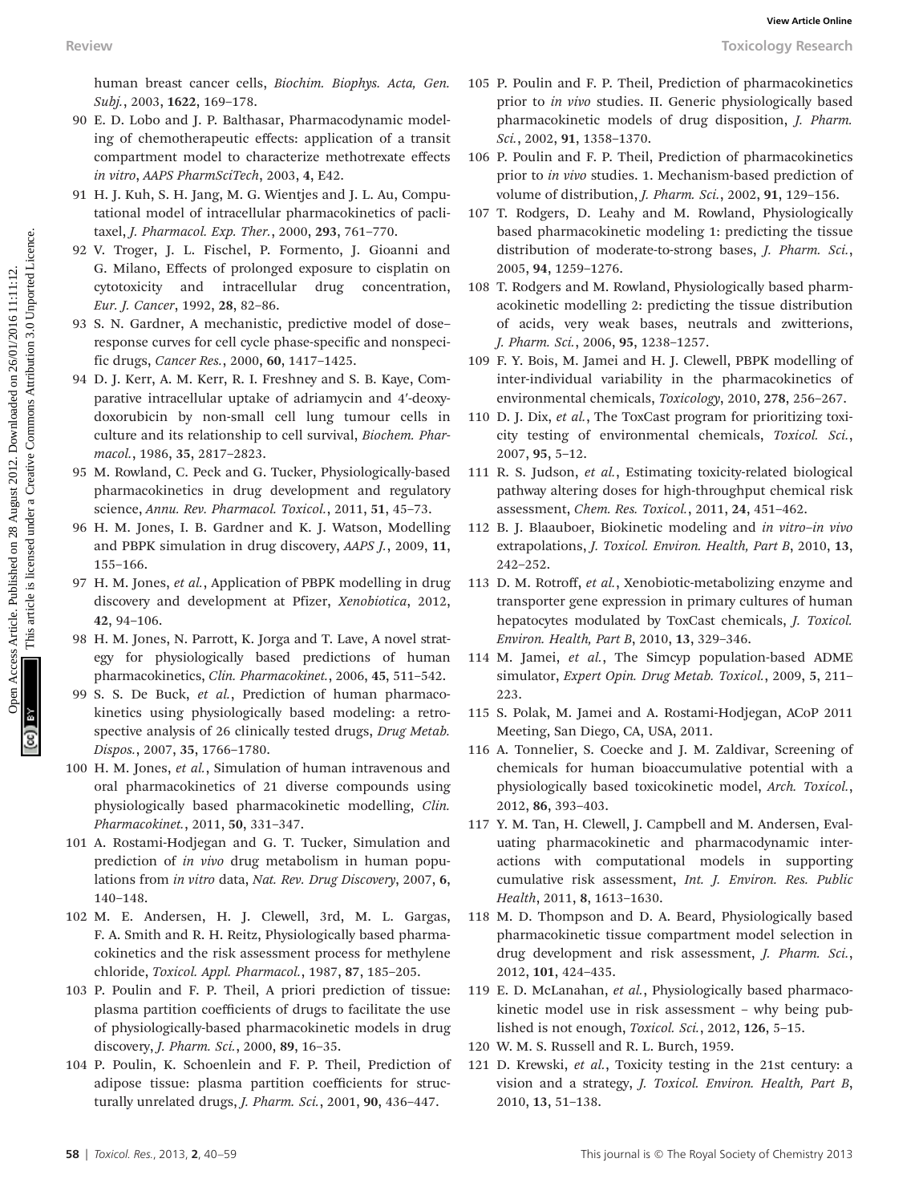human breast cancer cells, *Biochim. Biophys. Acta, Gen. Subj.*, 2003, **1622**, 169–178.

90 E. D. Lobo and J. P. Balthasar, Pharmacodynamic modeling of chemotherapeutic effects: application of a transit compartment model to characterize methotrexate effects *in vitro*, *AAPS PharmSciTech*, 2003, **4**, E42.

91 H. J. Kuh, S. H. Jang, M. G. Wientjes and J. L. Au, Computational model of intracellular pharmacokinetics of paclitaxel, *J. Pharmacol. Exp. Ther.*, 2000, **293**, 761–770.

92 V. Troger, J. L. Fischel, P. Formento, J. Gioanni and G. Milano, Effects of prolonged exposure to cisplatin on cytotoxicity and intracellular drug concentration, *Eur. J. Cancer*, 1992, **28**, 82–86.

93 S. N. Gardner, A mechanistic, predictive model of dose–response curves for cell cycle phase-specific and nonspecific drugs, *Cancer Res.*, 2000, **60**, 1417–1425.

94 D. J. Kerr, A. M. Kerr, R. I. Freshney and S. B. Kaye, Comparative intracellular uptake of adriamycin and 4′-deoxydoxorubicin by non-small cell lung tumour cells in culture and its relationship to cell survival, *Biochem. Pharmacol.*, 1986, **35**, 2817–2823.

95 M. Rowland, C. Peck and G. Tucker, Physiologically-based pharmacokinetics in drug development and regulatory science, *Annu. Rev. Pharmacol. Toxicol.*, 2011, **51**, 45–73.

96 H. M. Jones, I. B. Gardner and K. J. Watson, Modelling and PBPK simulation in drug discovery, *AAPS J.*, 2009, **11**, 155–166.

97 H. M. Jones, *et al.*, Application of PBPK modelling in drug discovery and development at Pfizer, *Xenobiotica*, 2012, **42**, 94–106.

98 H. M. Jones, N. Parrott, K. Jorga and T. Lave, A novel strategy for physiologically based predictions of human pharmacokinetics, *Clin. Pharmacokinet.*, 2006, **45**, 511–542.

99 S. S. De Buck, *et al.*, Prediction of human pharmacokinetics using physiologically based modeling: a retrospective analysis of 26 clinically tested drugs, *Drug Metab. Dispos.*, 2007, **35**, 1766–1780.

100 H. M. Jones, *et al.*, Simulation of human intravenous and oral pharmacokinetics of 21 diverse compounds using physiologically based pharmacokinetic modelling, *Clin. Pharmacokinet.*, 2011, **50**, 331–347.

101 A. Rostami-Hodjegan and G. T. Tucker, Simulation and prediction of *in vivo* drug metabolism in human populations from *in vitro* data, *Nat. Rev. Drug Discovery*, 2007, **6**, 140–148.

102 M. E. Andersen, H. J. Clewell, 3rd, M. L. Gargas, F. A. Smith and R. H. Reitz, Physiologically based pharmacokinetics and the risk assessment process for methylene chloride, *Toxicol. Appl. Pharmacol.*, 1987, **87**, 185–205.

103 P. Poulin and F. P. Theil, A priori prediction of tissue: plasma partition coefficients of drugs to facilitate the use of physiologically-based pharmacokinetic models in drug discovery, *J. Pharm. Sci.*, 2000, **89**, 16–35.

104 P. Poulin, K. Schoenlein and F. P. Theil, Prediction of adipose tissue: plasma partition coefficients for structurally unrelated drugs, *J. Pharm. Sci.*, 2001, **90**, 436–447.

105 P. Poulin and F. P. Theil, Prediction of pharmacokinetics prior to *in vivo* studies. II. Generic physiologically based pharmacokinetic models of drug disposition, *J. Pharm. Sci.*, 2002, **91**, 1358–1370.

106 P. Poulin and F. P. Theil, Prediction of pharmacokinetics prior to *in vivo* studies. 1. Mechanism-based prediction of volume of distribution, *J. Pharm. Sci.*, 2002, **91**, 129–156.

107 T. Rodgers, D. Leahy and M. Rowland, Physiologically based pharmacokinetic modeling 1: predicting the tissue distribution of moderate-to-strong bases, *J. Pharm. Sci.*, 2005, **94**, 1259–1276.

108 T. Rodgers and M. Rowland, Physiologically based pharmacokinetic modelling 2: predicting the tissue distribution of acids, very weak bases, neutrals and zwitterions, *J. Pharm. Sci.*, 2006, **95**, 1238–1257.

109 F. Y. Bois, M. Jamei and H. J. Clewell, PBPK modelling of inter-individual variability in the pharmacokinetics of environmental chemicals, *Toxicology*, 2010, **278**, 256–267.

110 D. J. Dix, *et al.*, The ToxCast program for prioritizing toxicity testing of environmental chemicals, *Toxicol. Sci.*, 2007, **95**, 5–12.

111 R. S. Judson, *et al.*, Estimating toxicity-related biological pathway altering doses for high-throughput chemical risk assessment, *Chem. Res. Toxicol.*, 2011, **24**, 451–462.

112 B. J. Blaauboer, Biokinetic modeling and *in vitro–in vivo* extrapolations, *J. Toxicol. Environ. Health, Part B*, 2010, **13**, 242–252.

113 D. M. Rotroff, *et al.*, Xenobiotic-metabolizing enzyme and transporter gene expression in primary cultures of human hepatocytes modulated by ToxCast chemicals, *J. Toxicol. Environ. Health, Part B*, 2010, **13**, 329–346.

114 M. Jamei, *et al.*, The Simcyp population-based ADME simulator, *Expert Opin. Drug Metab. Toxicol.*, 2009, **5**, 211–223.

115 S. Polak, M. Jamei and A. Rostami-Hodjegan, ACoP 2011 Meeting, San Diego, CA, USA, 2011.

116 A. Tonnelier, S. Coecke and J. M. Zaldivar, Screening of chemicals for human bioaccumulative potential with a physiologically based toxicokinetic model, *Arch. Toxicol.*, 2012, **86**, 393–403.

117 Y. M. Tan, H. Clewell, J. Campbell and M. Andersen, Evaluating pharmacokinetic and pharmacodynamic interactions with computational models in supporting cumulative risk assessment, *Int. J. Environ. Res. Public Health*, 2011, **8**, 1613–1630.

118 M. D. Thompson and D. A. Beard, Physiologically based pharmacokinetic tissue compartment model selection in drug development and risk assessment, *J. Pharm. Sci.*, 2012, **101**, 424–435.

119 E. D. McLanahan, *et al.*, Physiologically based pharmacokinetic model use in risk assessment – why being published is not enough, *Toxicol. Sci.*, 2012, **126**, 5–15.

120 W. M. S. Russell and R. L. Burch, 1959.

121 D. Krewski, *et al.*, Toxicity testing in the 21st century: a vision and a strategy, *J. Toxicol. Environ. Health, Part B*, 2010, **13**, 51–138.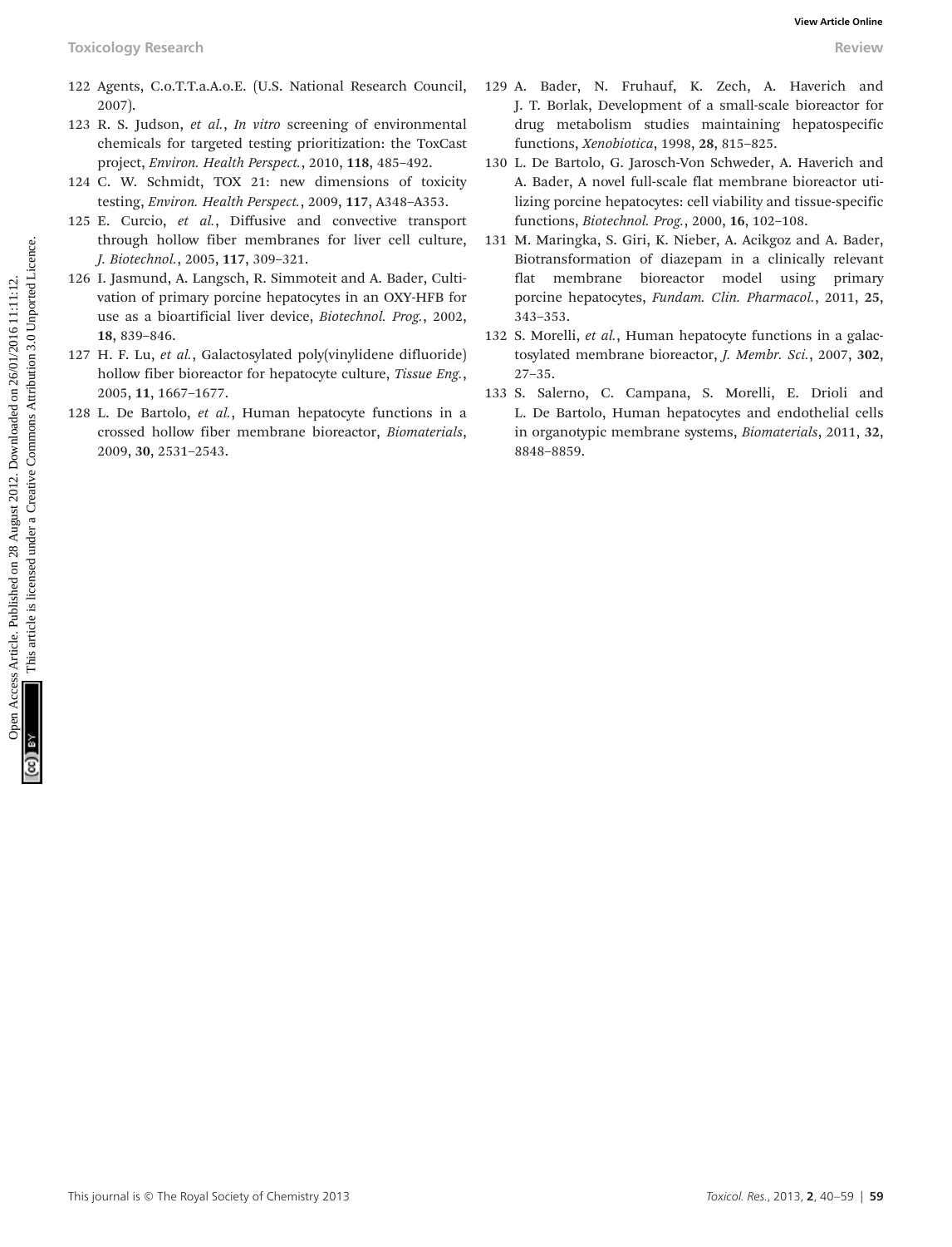122 Agents, C.o.T.T.a.A.o.E. (U.S. National Research Council, 2007).

123 R. S. Judson, *et al.*, *In vitro* screening of environmental chemicals for targeted testing prioritization: the ToxCast project, *Environ. Health Perspect.*, 2010, **118**, 485–492.

124 C. W. Schmidt, TOX 21: new dimensions of toxicity testing, *Environ. Health Perspect.*, 2009, **117**, A348–A353.

125 E. Curcio, *et al.*, Diffusive and convective transport through hollow fiber membranes for liver cell culture, *J. Biotechnol.*, 2005, **117**, 309–321.

126 I. Jasmund, A. Langsch, R. Simmoteit and A. Bader, Cultivation of primary porcine hepatocytes in an OXY-HFB for use as a bioartificial liver device, *Biotechnol. Prog.*, 2002, **18**, 839–846.

127 H. F. Lu, *et al.*, Galactosylated poly(vinylidene difluoride) hollow fiber bioreactor for hepatocyte culture, *Tissue Eng.*, 2005, **11**, 1667–1677.

128 L. De Bartolo, *et al.*, Human hepatocyte functions in a crossed hollow fiber membrane bioreactor, *Biomaterials*, 2009, **30**, 2531–2543.

129 A. Bader, N. Fruhauf, K. Zech, A. Haverich and J. T. Borlak, Development of a small-scale bioreactor for drug metabolism studies maintaining hepatospecific functions, *Xenobiotica*, 1998, **28**, 815–825.

130 L. De Bartolo, G. Jarosch-Von Schweder, A. Haverich and A. Bader, A novel full-scale flat membrane bioreactor utilizing porcine hepatocytes: cell viability and tissue-specific functions, *Biotechnol. Prog.*, 2000, **16**, 102–108.

131 M. Maringka, S. Giri, K. Nieber, A. Acikgoz and A. Bader, Biotransformation of diazepam in a clinically relevant flat membrane bioreactor model using primary porcine hepatocytes, *Fundam. Clin. Pharmacol.*, 2011, **25**, 343–353.

132 S. Morelli, *et al.*, Human hepatocyte functions in a galactosylated membrane bioreactor, *J. Membr. Sci.*, 2007, **302**, 27–35.

133 S. Salerno, C. Campana, S. Morelli, E. Drioli and L. De Bartolo, Human hepatocytes and endothelial cells in organotypic membrane systems, *Biomaterials*, 2011, **32**, 8848–8859.